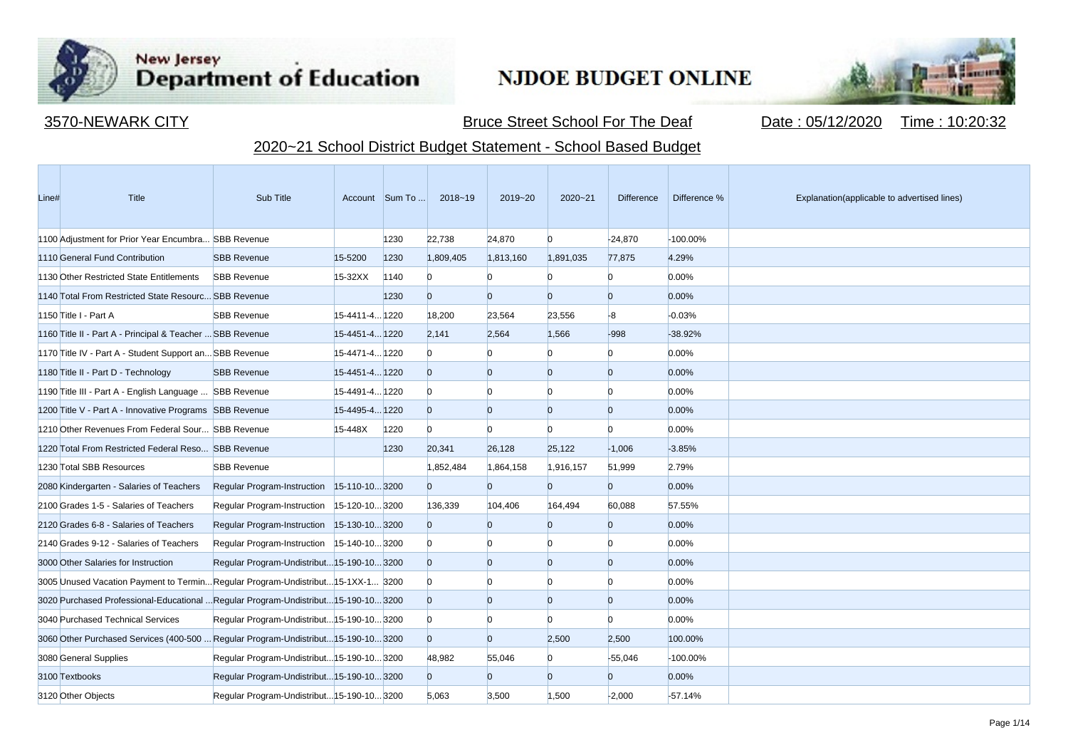New Jersey Department of Education

# NJDOE BUDGET ONLINE

3570-NEWARK CITY | Bruce Street School For The Deaf | Date : 05/12/2020 | Time : 10:20:32

## 2020~21 School District Budget Statement - School Based Budget

| Line# | Title | Sub Title | Account | Sum To ... | 2018~19 | 2019~20 | 2020~21 | Difference | Difference % | Explanation(applicable to advertised lines) |
|---|---|---|---|---|---|---|---|---|---|---|
| 1100 | Adjustment for Prior Year Encumbra... | SBB Revenue | | 1230 | 22,738 | 24,870 | 0 | -24,870 | -100.00% | |
| 1110 | General Fund Contribution | SBB Revenue | 15-5200 | 1230 | 1,809,405 | 1,813,160 | 1,891,035 | 77,875 | 4.29% | |
| 1130 | Other Restricted State Entitlements | SBB Revenue | 15-32XX | 1140 | 0 | 0 | 0 | 0 | 0.00% | |
| 1140 | Total From Restricted State Resourc... | SBB Revenue | | 1230 | 0 | 0 | 0 | 0 | 0.00% | |
| 1150 | Title I - Part A | SBB Revenue | 15-4411-4... | 1220 | 18,200 | 23,564 | 23,556 | -8 | -0.03% | |
| 1160 | Title II - Part A - Principal & Teacher ... | SBB Revenue | 15-4451-4... | 1220 | 2,141 | 2,564 | 1,566 | -998 | -38.92% | |
| 1170 | Title IV - Part A - Student Support an... | SBB Revenue | 15-4471-4... | 1220 | 0 | 0 | 0 | 0 | 0.00% | |
| 1180 | Title II - Part D - Technology | SBB Revenue | 15-4451-4... | 1220 | 0 | 0 | 0 | 0 | 0.00% | |
| 1190 | Title III - Part A - English Language ... | SBB Revenue | 15-4491-4... | 1220 | 0 | 0 | 0 | 0 | 0.00% | |
| 1200 | Title V - Part A - Innovative Programs | SBB Revenue | 15-4495-4... | 1220 | 0 | 0 | 0 | 0 | 0.00% | |
| 1210 | Other Revenues From Federal Sour... | SBB Revenue | 15-448X | 1220 | 0 | 0 | 0 | 0 | 0.00% | |
| 1220 | Total From Restricted Federal Reso... | SBB Revenue | | 1230 | 20,341 | 26,128 | 25,122 | -1,006 | -3.85% | |
| 1230 | Total SBB Resources | SBB Revenue | | | 1,852,484 | 1,864,158 | 1,916,157 | 51,999 | 2.79% | |
| 2080 | Kindergarten - Salaries of Teachers | Regular Program-Instruction | 15-110-10... | 3200 | 0 | 0 | 0 | 0 | 0.00% | |
| 2100 | Grades 1-5 - Salaries of Teachers | Regular Program-Instruction | 15-120-10... | 3200 | 136,339 | 104,406 | 164,494 | 60,088 | 57.55% | |
| 2120 | Grades 6-8 - Salaries of Teachers | Regular Program-Instruction | 15-130-10... | 3200 | 0 | 0 | 0 | 0 | 0.00% | |
| 2140 | Grades 9-12 - Salaries of Teachers | Regular Program-Instruction | 15-140-10... | 3200 | 0 | 0 | 0 | 0 | 0.00% | |
| 3000 | Other Salaries for Instruction | Regular Program-Undistribut... | 15-190-10... | 3200 | 0 | 0 | 0 | 0 | 0.00% | |
| 3005 | Unused Vacation Payment to Termin... | Regular Program-Undistribut... | 15-1XX-1... | 3200 | 0 | 0 | 0 | 0 | 0.00% | |
| 3020 | Purchased Professional-Educational ... | Regular Program-Undistribut... | 15-190-10... | 3200 | 0 | 0 | 0 | 0 | 0.00% | |
| 3040 | Purchased Technical Services | Regular Program-Undistribut... | 15-190-10... | 3200 | 0 | 0 | 0 | 0 | 0.00% | |
| 3060 | Other Purchased Services (400-500 ... | Regular Program-Undistribut... | 15-190-10... | 3200 | 0 | 0 | 2,500 | 2,500 | 100.00% | |
| 3080 | General Supplies | Regular Program-Undistribut... | 15-190-10... | 3200 | 48,982 | 55,046 | 0 | -55,046 | -100.00% | |
| 3100 | Textbooks | Regular Program-Undistribut... | 15-190-10... | 3200 | 0 | 0 | 0 | 0 | 0.00% | |
| 3120 | Other Objects | Regular Program-Undistribut... | 15-190-10... | 3200 | 5,063 | 3,500 | 1,500 | -2,000 | -57.14% | |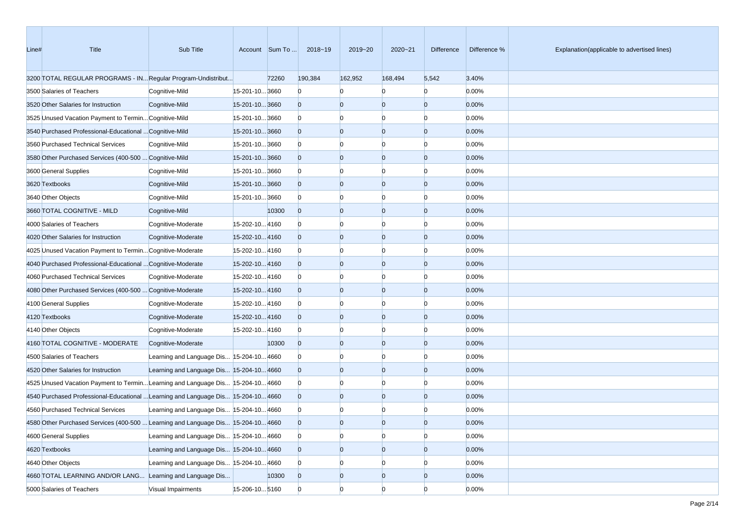| Line# | Title | Sub Title | Account | Sum To ... | 2018~19 | 2019~20 | 2020~21 | Difference | Difference % | Explanation(applicable to advertised lines) |
|---|---|---|---|---|---|---|---|---|---|---|
| 3200 | TOTAL REGULAR PROGRAMS - IN... | Regular Program-Undistribut... | | 72260 | 190,384 | 162,952 | 168,494 | 5,542 | 3.40% | |
| 3500 | Salaries of Teachers | Cognitive-Mild | 15-201-10... | 3660 | 0 | 0 | 0 | 0 | 0.00% | |
| 3520 | Other Salaries for Instruction | Cognitive-Mild | 15-201-10... | 3660 | 0 | 0 | 0 | 0 | 0.00% | |
| 3525 | Unused Vacation Payment to Termin... | Cognitive-Mild | 15-201-10... | 3660 | 0 | 0 | 0 | 0 | 0.00% | |
| 3540 | Purchased Professional-Educational ... | Cognitive-Mild | 15-201-10... | 3660 | 0 | 0 | 0 | 0 | 0.00% | |
| 3560 | Purchased Technical Services | Cognitive-Mild | 15-201-10... | 3660 | 0 | 0 | 0 | 0 | 0.00% | |
| 3580 | Other Purchased Services (400-500 ... | Cognitive-Mild | 15-201-10... | 3660 | 0 | 0 | 0 | 0 | 0.00% | |
| 3600 | General Supplies | Cognitive-Mild | 15-201-10... | 3660 | 0 | 0 | 0 | 0 | 0.00% | |
| 3620 | Textbooks | Cognitive-Mild | 15-201-10... | 3660 | 0 | 0 | 0 | 0 | 0.00% | |
| 3640 | Other Objects | Cognitive-Mild | 15-201-10... | 3660 | 0 | 0 | 0 | 0 | 0.00% | |
| 3660 | TOTAL COGNITIVE - MILD | Cognitive-Mild | | 10300 | 0 | 0 | 0 | 0 | 0.00% | |
| 4000 | Salaries of Teachers | Cognitive-Moderate | 15-202-10... | 4160 | 0 | 0 | 0 | 0 | 0.00% | |
| 4020 | Other Salaries for Instruction | Cognitive-Moderate | 15-202-10... | 4160 | 0 | 0 | 0 | 0 | 0.00% | |
| 4025 | Unused Vacation Payment to Termin... | Cognitive-Moderate | 15-202-10... | 4160 | 0 | 0 | 0 | 0 | 0.00% | |
| 4040 | Purchased Professional-Educational ... | Cognitive-Moderate | 15-202-10... | 4160 | 0 | 0 | 0 | 0 | 0.00% | |
| 4060 | Purchased Technical Services | Cognitive-Moderate | 15-202-10... | 4160 | 0 | 0 | 0 | 0 | 0.00% | |
| 4080 | Other Purchased Services (400-500 ... | Cognitive-Moderate | 15-202-10... | 4160 | 0 | 0 | 0 | 0 | 0.00% | |
| 4100 | General Supplies | Cognitive-Moderate | 15-202-10... | 4160 | 0 | 0 | 0 | 0 | 0.00% | |
| 4120 | Textbooks | Cognitive-Moderate | 15-202-10... | 4160 | 0 | 0 | 0 | 0 | 0.00% | |
| 4140 | Other Objects | Cognitive-Moderate | 15-202-10... | 4160 | 0 | 0 | 0 | 0 | 0.00% | |
| 4160 | TOTAL COGNITIVE - MODERATE | Cognitive-Moderate | | 10300 | 0 | 0 | 0 | 0 | 0.00% | |
| 4500 | Salaries of Teachers | Learning and Language Dis... | 15-204-10... | 4660 | 0 | 0 | 0 | 0 | 0.00% | |
| 4520 | Other Salaries for Instruction | Learning and Language Dis... | 15-204-10... | 4660 | 0 | 0 | 0 | 0 | 0.00% | |
| 4525 | Unused Vacation Payment to Termin... | Learning and Language Dis... | 15-204-10... | 4660 | 0 | 0 | 0 | 0 | 0.00% | |
| 4540 | Purchased Professional-Educational ... | Learning and Language Dis... | 15-204-10... | 4660 | 0 | 0 | 0 | 0 | 0.00% | |
| 4560 | Purchased Technical Services | Learning and Language Dis... | 15-204-10... | 4660 | 0 | 0 | 0 | 0 | 0.00% | |
| 4580 | Other Purchased Services (400-500 ... | Learning and Language Dis... | 15-204-10... | 4660 | 0 | 0 | 0 | 0 | 0.00% | |
| 4600 | General Supplies | Learning and Language Dis... | 15-204-10... | 4660 | 0 | 0 | 0 | 0 | 0.00% | |
| 4620 | Textbooks | Learning and Language Dis... | 15-204-10... | 4660 | 0 | 0 | 0 | 0 | 0.00% | |
| 4640 | Other Objects | Learning and Language Dis... | 15-204-10... | 4660 | 0 | 0 | 0 | 0 | 0.00% | |
| 4660 | TOTAL LEARNING AND/OR LANG... | Learning and Language Dis... | | 10300 | 0 | 0 | 0 | 0 | 0.00% | |
| 5000 | Salaries of Teachers | Visual Impairments | 15-206-10... | 5160 | 0 | 0 | 0 | 0 | 0.00% | |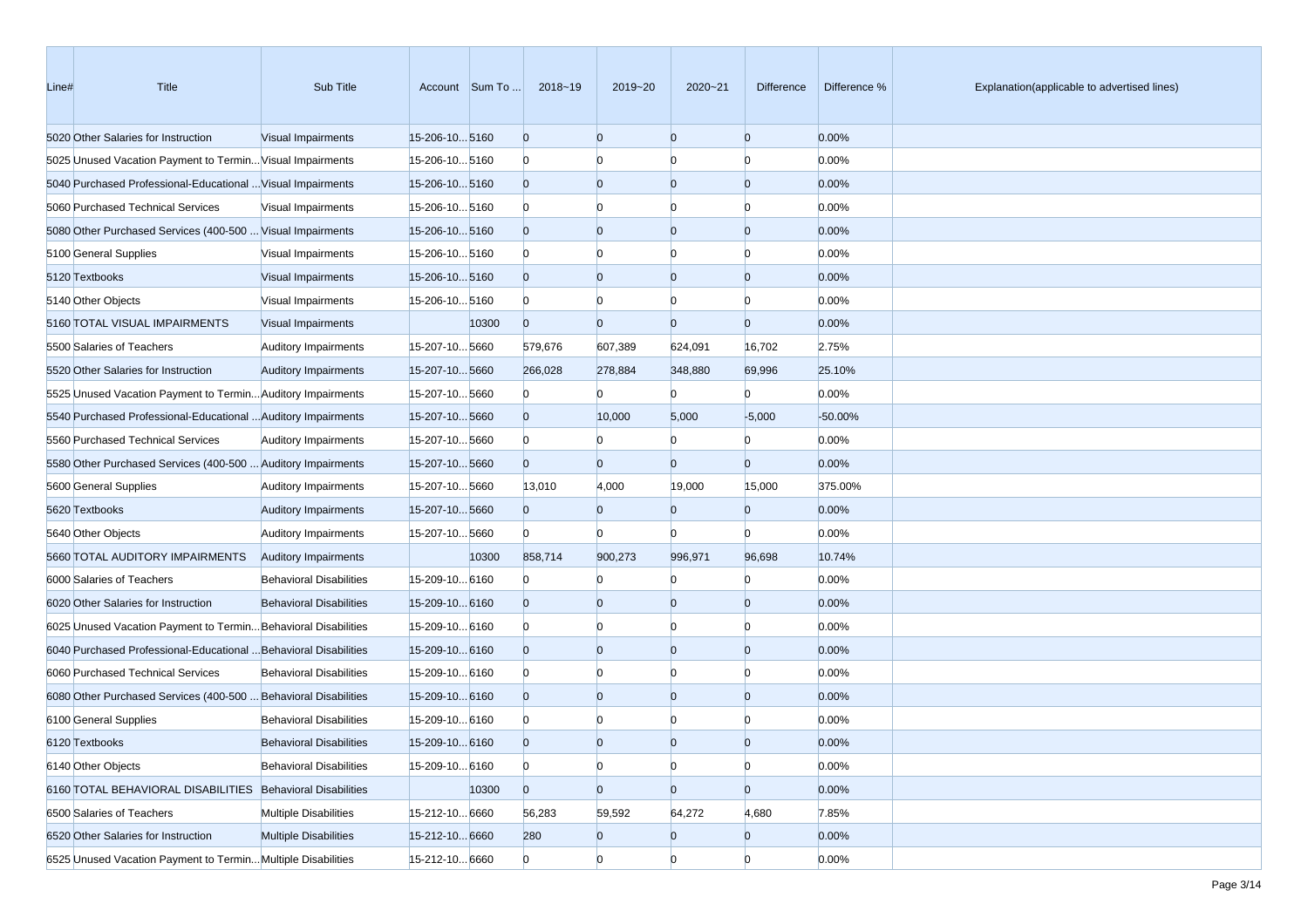| Line# | Title | Sub Title | Account | Sum To ... | 2018~19 | 2019~20 | 2020~21 | Difference | Difference % | Explanation(applicable to advertised lines) |
|---|---|---|---|---|---|---|---|---|---|---|
| 5020 | Other Salaries for Instruction | Visual Impairments | 15-206-10... | 5160 | 0 | 0 | 0 | 0 | 0.00% | |
| 5025 | Unused Vacation Payment to Termin... | Visual Impairments | 15-206-10... | 5160 | 0 | 0 | 0 | 0 | 0.00% | |
| 5040 | Purchased Professional-Educational ... | Visual Impairments | 15-206-10... | 5160 | 0 | 0 | 0 | 0 | 0.00% | |
| 5060 | Purchased Technical Services | Visual Impairments | 15-206-10... | 5160 | 0 | 0 | 0 | 0 | 0.00% | |
| 5080 | Other Purchased Services (400-500 ... | Visual Impairments | 15-206-10... | 5160 | 0 | 0 | 0 | 0 | 0.00% | |
| 5100 | General Supplies | Visual Impairments | 15-206-10... | 5160 | 0 | 0 | 0 | 0 | 0.00% | |
| 5120 | Textbooks | Visual Impairments | 15-206-10... | 5160 | 0 | 0 | 0 | 0 | 0.00% | |
| 5140 | Other Objects | Visual Impairments | 15-206-10... | 5160 | 0 | 0 | 0 | 0 | 0.00% | |
| 5160 | TOTAL VISUAL IMPAIRMENTS | Visual Impairments | | 10300 | 0 | 0 | 0 | 0 | 0.00% | |
| 5500 | Salaries of Teachers | Auditory Impairments | 15-207-10... | 5660 | 579,676 | 607,389 | 624,091 | 16,702 | 2.75% | |
| 5520 | Other Salaries for Instruction | Auditory Impairments | 15-207-10... | 5660 | 266,028 | 278,884 | 348,880 | 69,996 | 25.10% | |
| 5525 | Unused Vacation Payment to Termin... | Auditory Impairments | 15-207-10... | 5660 | 0 | 0 | 0 | 0 | 0.00% | |
| 5540 | Purchased Professional-Educational ... | Auditory Impairments | 15-207-10... | 5660 | 0 | 10,000 | 5,000 | -5,000 | -50.00% | |
| 5560 | Purchased Technical Services | Auditory Impairments | 15-207-10... | 5660 | 0 | 0 | 0 | 0 | 0.00% | |
| 5580 | Other Purchased Services (400-500 ... | Auditory Impairments | 15-207-10... | 5660 | 0 | 0 | 0 | 0 | 0.00% | |
| 5600 | General Supplies | Auditory Impairments | 15-207-10... | 5660 | 13,010 | 4,000 | 19,000 | 15,000 | 375.00% | |
| 5620 | Textbooks | Auditory Impairments | 15-207-10... | 5660 | 0 | 0 | 0 | 0 | 0.00% | |
| 5640 | Other Objects | Auditory Impairments | 15-207-10... | 5660 | 0 | 0 | 0 | 0 | 0.00% | |
| 5660 | TOTAL AUDITORY IMPAIRMENTS | Auditory Impairments | | 10300 | 858,714 | 900,273 | 996,971 | 96,698 | 10.74% | |
| 6000 | Salaries of Teachers | Behavioral Disabilities | 15-209-10... | 6160 | 0 | 0 | 0 | 0 | 0.00% | |
| 6020 | Other Salaries for Instruction | Behavioral Disabilities | 15-209-10... | 6160 | 0 | 0 | 0 | 0 | 0.00% | |
| 6025 | Unused Vacation Payment to Termin... | Behavioral Disabilities | 15-209-10... | 6160 | 0 | 0 | 0 | 0 | 0.00% | |
| 6040 | Purchased Professional-Educational ... | Behavioral Disabilities | 15-209-10... | 6160 | 0 | 0 | 0 | 0 | 0.00% | |
| 6060 | Purchased Technical Services | Behavioral Disabilities | 15-209-10... | 6160 | 0 | 0 | 0 | 0 | 0.00% | |
| 6080 | Other Purchased Services (400-500 ... | Behavioral Disabilities | 15-209-10... | 6160 | 0 | 0 | 0 | 0 | 0.00% | |
| 6100 | General Supplies | Behavioral Disabilities | 15-209-10... | 6160 | 0 | 0 | 0 | 0 | 0.00% | |
| 6120 | Textbooks | Behavioral Disabilities | 15-209-10... | 6160 | 0 | 0 | 0 | 0 | 0.00% | |
| 6140 | Other Objects | Behavioral Disabilities | 15-209-10... | 6160 | 0 | 0 | 0 | 0 | 0.00% | |
| 6160 | TOTAL BEHAVIORAL DISABILITIES | Behavioral Disabilities | | 10300 | 0 | 0 | 0 | 0 | 0.00% | |
| 6500 | Salaries of Teachers | Multiple Disabilities | 15-212-10... | 6660 | 56,283 | 59,592 | 64,272 | 4,680 | 7.85% | |
| 6520 | Other Salaries for Instruction | Multiple Disabilities | 15-212-10... | 6660 | 280 | 0 | 0 | 0 | 0.00% | |
| 6525 | Unused Vacation Payment to Termin... | Multiple Disabilities | 15-212-10... | 6660 | 0 | 0 | 0 | 0 | 0.00% | |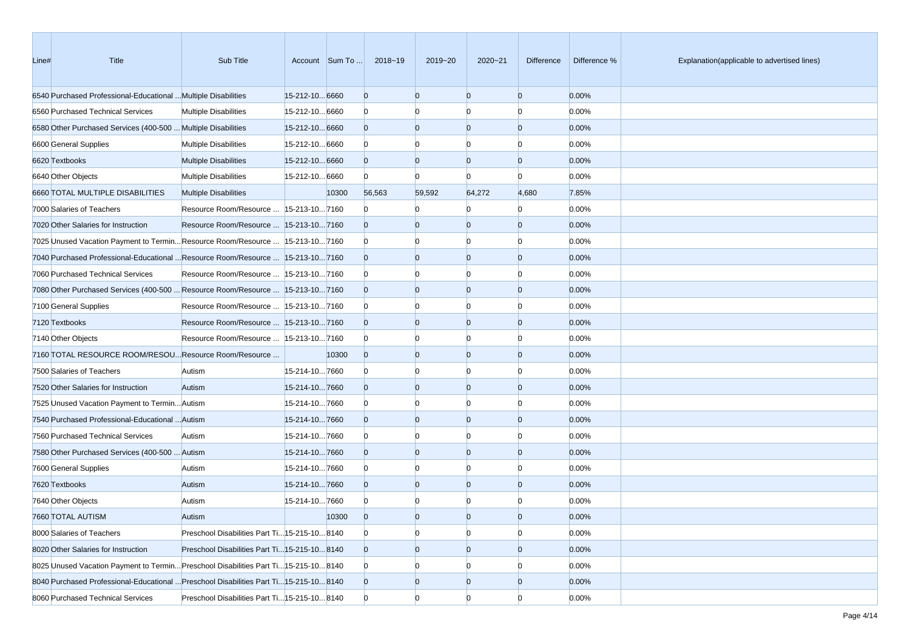| Line# | Title | Sub Title | Account | Sum To ... | 2018~19 | 2019~20 | 2020~21 | Difference | Difference % | Explanation(applicable to advertised lines) |
|---|---|---|---|---|---|---|---|---|---|---|
| 6540 | Purchased Professional-Educational ... | Multiple Disabilities | 15-212-10... | 6660 | 0 | 0 | 0 | 0 | 0.00% | |
| 6560 | Purchased Technical Services | Multiple Disabilities | 15-212-10... | 6660 | 0 | 0 | 0 | 0 | 0.00% | |
| 6580 | Other Purchased Services (400-500 ... | Multiple Disabilities | 15-212-10... | 6660 | 0 | 0 | 0 | 0 | 0.00% | |
| 6600 | General Supplies | Multiple Disabilities | 15-212-10... | 6660 | 0 | 0 | 0 | 0 | 0.00% | |
| 6620 | Textbooks | Multiple Disabilities | 15-212-10... | 6660 | 0 | 0 | 0 | 0 | 0.00% | |
| 6640 | Other Objects | Multiple Disabilities | 15-212-10... | 6660 | 0 | 0 | 0 | 0 | 0.00% | |
| 6660 | TOTAL MULTIPLE DISABILITIES | Multiple Disabilities | | 10300 | 56,563 | 59,592 | 64,272 | 4,680 | 7.85% | |
| 7000 | Salaries of Teachers | Resource Room/Resource ... | 15-213-10... | 7160 | 0 | 0 | 0 | 0 | 0.00% | |
| 7020 | Other Salaries for Instruction | Resource Room/Resource ... | 15-213-10... | 7160 | 0 | 0 | 0 | 0 | 0.00% | |
| 7025 | Unused Vacation Payment to Termin... | Resource Room/Resource ... | 15-213-10... | 7160 | 0 | 0 | 0 | 0 | 0.00% | |
| 7040 | Purchased Professional-Educational ... | Resource Room/Resource ... | 15-213-10... | 7160 | 0 | 0 | 0 | 0 | 0.00% | |
| 7060 | Purchased Technical Services | Resource Room/Resource ... | 15-213-10... | 7160 | 0 | 0 | 0 | 0 | 0.00% | |
| 7080 | Other Purchased Services (400-500 ... | Resource Room/Resource ... | 15-213-10... | 7160 | 0 | 0 | 0 | 0 | 0.00% | |
| 7100 | General Supplies | Resource Room/Resource ... | 15-213-10... | 7160 | 0 | 0 | 0 | 0 | 0.00% | |
| 7120 | Textbooks | Resource Room/Resource ... | 15-213-10... | 7160 | 0 | 0 | 0 | 0 | 0.00% | |
| 7140 | Other Objects | Resource Room/Resource ... | 15-213-10... | 7160 | 0 | 0 | 0 | 0 | 0.00% | |
| 7160 | TOTAL RESOURCE ROOM/RESOU... | Resource Room/Resource ... | | 10300 | 0 | 0 | 0 | 0 | 0.00% | |
| 7500 | Salaries of Teachers | Autism | 15-214-10... | 7660 | 0 | 0 | 0 | 0 | 0.00% | |
| 7520 | Other Salaries for Instruction | Autism | 15-214-10... | 7660 | 0 | 0 | 0 | 0 | 0.00% | |
| 7525 | Unused Vacation Payment to Termin... | Autism | 15-214-10... | 7660 | 0 | 0 | 0 | 0 | 0.00% | |
| 7540 | Purchased Professional-Educational ... | Autism | 15-214-10... | 7660 | 0 | 0 | 0 | 0 | 0.00% | |
| 7560 | Purchased Technical Services | Autism | 15-214-10... | 7660 | 0 | 0 | 0 | 0 | 0.00% | |
| 7580 | Other Purchased Services (400-500 ... | Autism | 15-214-10... | 7660 | 0 | 0 | 0 | 0 | 0.00% | |
| 7600 | General Supplies | Autism | 15-214-10... | 7660 | 0 | 0 | 0 | 0 | 0.00% | |
| 7620 | Textbooks | Autism | 15-214-10... | 7660 | 0 | 0 | 0 | 0 | 0.00% | |
| 7640 | Other Objects | Autism | 15-214-10... | 7660 | 0 | 0 | 0 | 0 | 0.00% | |
| 7660 | TOTAL AUTISM | Autism | | 10300 | 0 | 0 | 0 | 0 | 0.00% | |
| 8000 | Salaries of Teachers | Preschool Disabilities Part Ti... | 15-215-10... | 8140 | 0 | 0 | 0 | 0 | 0.00% | |
| 8020 | Other Salaries for Instruction | Preschool Disabilities Part Ti... | 15-215-10... | 8140 | 0 | 0 | 0 | 0 | 0.00% | |
| 8025 | Unused Vacation Payment to Termin... | Preschool Disabilities Part Ti... | 15-215-10... | 8140 | 0 | 0 | 0 | 0 | 0.00% | |
| 8040 | Purchased Professional-Educational ... | Preschool Disabilities Part Ti... | 15-215-10... | 8140 | 0 | 0 | 0 | 0 | 0.00% | |
| 8060 | Purchased Technical Services | Preschool Disabilities Part Ti... | 15-215-10... | 8140 | 0 | 0 | 0 | 0 | 0.00% | |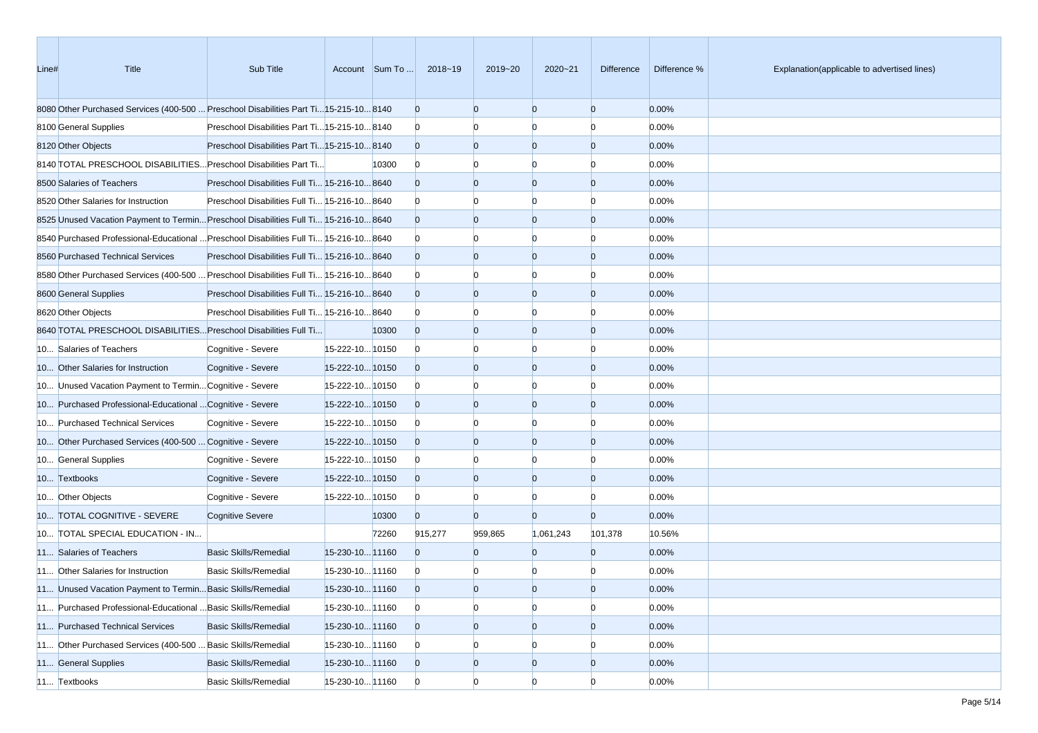| Line# | Title | Sub Title | Account | Sum To ... | 2018~19 | 2019~20 | 2020~21 | Difference | Difference % | Explanation(applicable to advertised lines) |
|---|---|---|---|---|---|---|---|---|---|---|
| 8080 | Other Purchased Services (400-500 ... | Preschool Disabilities Part Ti... | 15-215-10... | 8140 | 0 | 0 | 0 | 0 | 0.00% | |
| 8100 | General Supplies | Preschool Disabilities Part Ti... | 15-215-10... | 8140 | 0 | 0 | 0 | 0 | 0.00% | |
| 8120 | Other Objects | Preschool Disabilities Part Ti... | 15-215-10... | 8140 | 0 | 0 | 0 | 0 | 0.00% | |
| 8140 | TOTAL PRESCHOOL DISABILITIES... | Preschool Disabilities Part Ti... | | 10300 | 0 | 0 | 0 | 0 | 0.00% | |
| 8500 | Salaries of Teachers | Preschool Disabilities Full Ti... | 15-216-10... | 8640 | 0 | 0 | 0 | 0 | 0.00% | |
| 8520 | Other Salaries for Instruction | Preschool Disabilities Full Ti... | 15-216-10... | 8640 | 0 | 0 | 0 | 0 | 0.00% | |
| 8525 | Unused Vacation Payment to Termin... | Preschool Disabilities Full Ti... | 15-216-10... | 8640 | 0 | 0 | 0 | 0 | 0.00% | |
| 8540 | Purchased Professional-Educational ... | Preschool Disabilities Full Ti... | 15-216-10... | 8640 | 0 | 0 | 0 | 0 | 0.00% | |
| 8560 | Purchased Technical Services | Preschool Disabilities Full Ti... | 15-216-10... | 8640 | 0 | 0 | 0 | 0 | 0.00% | |
| 8580 | Other Purchased Services (400-500 ... | Preschool Disabilities Full Ti... | 15-216-10... | 8640 | 0 | 0 | 0 | 0 | 0.00% | |
| 8600 | General Supplies | Preschool Disabilities Full Ti... | 15-216-10... | 8640 | 0 | 0 | 0 | 0 | 0.00% | |
| 8620 | Other Objects | Preschool Disabilities Full Ti... | 15-216-10... | 8640 | 0 | 0 | 0 | 0 | 0.00% | |
| 8640 | TOTAL PRESCHOOL DISABILITIES... | Preschool Disabilities Full Ti... | | 10300 | 0 | 0 | 0 | 0 | 0.00% | |
| 10... | Salaries of Teachers | Cognitive - Severe | 15-222-10... | 10150 | 0 | 0 | 0 | 0 | 0.00% | |
| 10... | Other Salaries for Instruction | Cognitive - Severe | 15-222-10... | 10150 | 0 | 0 | 0 | 0 | 0.00% | |
| 10... | Unused Vacation Payment to Termin... | Cognitive - Severe | 15-222-10... | 10150 | 0 | 0 | 0 | 0 | 0.00% | |
| 10... | Purchased Professional-Educational ... | Cognitive - Severe | 15-222-10... | 10150 | 0 | 0 | 0 | 0 | 0.00% | |
| 10... | Purchased Technical Services | Cognitive - Severe | 15-222-10... | 10150 | 0 | 0 | 0 | 0 | 0.00% | |
| 10... | Other Purchased Services (400-500 ... | Cognitive - Severe | 15-222-10... | 10150 | 0 | 0 | 0 | 0 | 0.00% | |
| 10... | General Supplies | Cognitive - Severe | 15-222-10... | 10150 | 0 | 0 | 0 | 0 | 0.00% | |
| 10... | Textbooks | Cognitive - Severe | 15-222-10... | 10150 | 0 | 0 | 0 | 0 | 0.00% | |
| 10... | Other Objects | Cognitive - Severe | 15-222-10... | 10150 | 0 | 0 | 0 | 0 | 0.00% | |
| 10... | TOTAL COGNITIVE - SEVERE | Cognitive Severe | | 10300 | 0 | 0 | 0 | 0 | 0.00% | |
| 10... | TOTAL SPECIAL EDUCATION - IN... | | | 72260 | 915,277 | 959,865 | 1,061,243 | 101,378 | 10.56% | |
| 11... | Salaries of Teachers | Basic Skills/Remedial | 15-230-10... | 11160 | 0 | 0 | 0 | 0 | 0.00% | |
| 11... | Other Salaries for Instruction | Basic Skills/Remedial | 15-230-10... | 11160 | 0 | 0 | 0 | 0 | 0.00% | |
| 11... | Unused Vacation Payment to Termin... | Basic Skills/Remedial | 15-230-10... | 11160 | 0 | 0 | 0 | 0 | 0.00% | |
| 11... | Purchased Professional-Educational ... | Basic Skills/Remedial | 15-230-10... | 11160 | 0 | 0 | 0 | 0 | 0.00% | |
| 11... | Purchased Technical Services | Basic Skills/Remedial | 15-230-10... | 11160 | 0 | 0 | 0 | 0 | 0.00% | |
| 11... | Other Purchased Services (400-500 ... | Basic Skills/Remedial | 15-230-10... | 11160 | 0 | 0 | 0 | 0 | 0.00% | |
| 11... | General Supplies | Basic Skills/Remedial | 15-230-10... | 11160 | 0 | 0 | 0 | 0 | 0.00% | |
| 11... | Textbooks | Basic Skills/Remedial | 15-230-10... | 11160 | 0 | 0 | 0 | 0 | 0.00% | |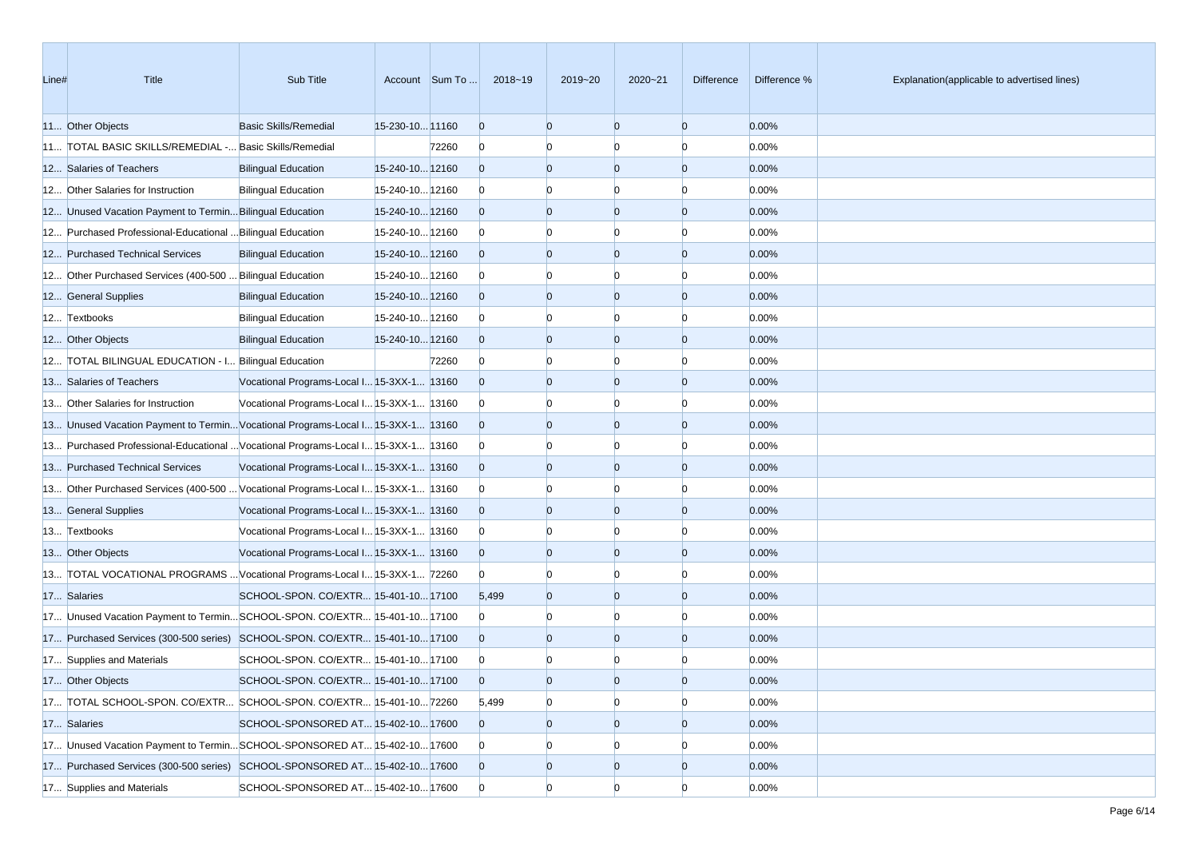| Line# | Title | Sub Title | Account | Sum To ... | 2018~19 | 2019~20 | 2020~21 | Difference | Difference % | Explanation(applicable to advertised lines) |
|---|---|---|---|---|---|---|---|---|---|---|
| 11... | Other Objects | Basic Skills/Remedial | 15-230-10... | 11160 | 0 | 0 | 0 | 0 | 0.00% | |
| 11... | TOTAL BASIC SKILLS/REMEDIAL -... | Basic Skills/Remedial | | 72260 | 0 | 0 | 0 | 0 | 0.00% | |
| 12... | Salaries of Teachers | Bilingual Education | 15-240-10... | 12160 | 0 | 0 | 0 | 0 | 0.00% | |
| 12... | Other Salaries for Instruction | Bilingual Education | 15-240-10... | 12160 | 0 | 0 | 0 | 0 | 0.00% | |
| 12... | Unused Vacation Payment to Termin... | Bilingual Education | 15-240-10... | 12160 | 0 | 0 | 0 | 0 | 0.00% | |
| 12... | Purchased Professional-Educational ... | Bilingual Education | 15-240-10... | 12160 | 0 | 0 | 0 | 0 | 0.00% | |
| 12... | Purchased Technical Services | Bilingual Education | 15-240-10... | 12160 | 0 | 0 | 0 | 0 | 0.00% | |
| 12... | Other Purchased Services (400-500 ... | Bilingual Education | 15-240-10... | 12160 | 0 | 0 | 0 | 0 | 0.00% | |
| 12... | General Supplies | Bilingual Education | 15-240-10... | 12160 | 0 | 0 | 0 | 0 | 0.00% | |
| 12... | Textbooks | Bilingual Education | 15-240-10... | 12160 | 0 | 0 | 0 | 0 | 0.00% | |
| 12... | Other Objects | Bilingual Education | 15-240-10... | 12160 | 0 | 0 | 0 | 0 | 0.00% | |
| 12... | TOTAL BILINGUAL EDUCATION - I... | Bilingual Education | | 72260 | 0 | 0 | 0 | 0 | 0.00% | |
| 13... | Salaries of Teachers | Vocational Programs-Local I... | 15-3XX-1... | 13160 | 0 | 0 | 0 | 0 | 0.00% | |
| 13... | Other Salaries for Instruction | Vocational Programs-Local I... | 15-3XX-1... | 13160 | 0 | 0 | 0 | 0 | 0.00% | |
| 13... | Unused Vacation Payment to Termin... | Vocational Programs-Local I... | 15-3XX-1... | 13160 | 0 | 0 | 0 | 0 | 0.00% | |
| 13... | Purchased Professional-Educational ... | Vocational Programs-Local I... | 15-3XX-1... | 13160 | 0 | 0 | 0 | 0 | 0.00% | |
| 13... | Purchased Technical Services | Vocational Programs-Local I... | 15-3XX-1... | 13160 | 0 | 0 | 0 | 0 | 0.00% | |
| 13... | Other Purchased Services (400-500 ... | Vocational Programs-Local I... | 15-3XX-1... | 13160 | 0 | 0 | 0 | 0 | 0.00% | |
| 13... | General Supplies | Vocational Programs-Local I... | 15-3XX-1... | 13160 | 0 | 0 | 0 | 0 | 0.00% | |
| 13... | Textbooks | Vocational Programs-Local I... | 15-3XX-1... | 13160 | 0 | 0 | 0 | 0 | 0.00% | |
| 13... | Other Objects | Vocational Programs-Local I... | 15-3XX-1... | 13160 | 0 | 0 | 0 | 0 | 0.00% | |
| 13... | TOTAL VOCATIONAL PROGRAMS ... | Vocational Programs-Local I... | 15-3XX-1... | 72260 | 0 | 0 | 0 | 0 | 0.00% | |
| 17... | Salaries | SCHOOL-SPON. CO/EXTR... | 15-401-10... | 17100 | 5,499 | 0 | 0 | 0 | 0.00% | |
| 17... | Unused Vacation Payment to Termin... | SCHOOL-SPON. CO/EXTR... | 15-401-10... | 17100 | 0 | 0 | 0 | 0 | 0.00% | |
| 17... | Purchased Services (300-500 series) | SCHOOL-SPON. CO/EXTR... | 15-401-10... | 17100 | 0 | 0 | 0 | 0 | 0.00% | |
| 17... | Supplies and Materials | SCHOOL-SPON. CO/EXTR... | 15-401-10... | 17100 | 0 | 0 | 0 | 0 | 0.00% | |
| 17... | Other Objects | SCHOOL-SPON. CO/EXTR... | 15-401-10... | 17100 | 0 | 0 | 0 | 0 | 0.00% | |
| 17... | TOTAL SCHOOL-SPON. CO/EXTR... | SCHOOL-SPON. CO/EXTR... | 15-401-10... | 72260 | 5,499 | 0 | 0 | 0 | 0.00% | |
| 17... | Salaries | SCHOOL-SPONSORED AT... | 15-402-10... | 17600 | 0 | 0 | 0 | 0 | 0.00% | |
| 17... | Unused Vacation Payment to Termin... | SCHOOL-SPONSORED AT... | 15-402-10... | 17600 | 0 | 0 | 0 | 0 | 0.00% | |
| 17... | Purchased Services (300-500 series) | SCHOOL-SPONSORED AT... | 15-402-10... | 17600 | 0 | 0 | 0 | 0 | 0.00% | |
| 17... | Supplies and Materials | SCHOOL-SPONSORED AT... | 15-402-10... | 17600 | 0 | 0 | 0 | 0 | 0.00% | |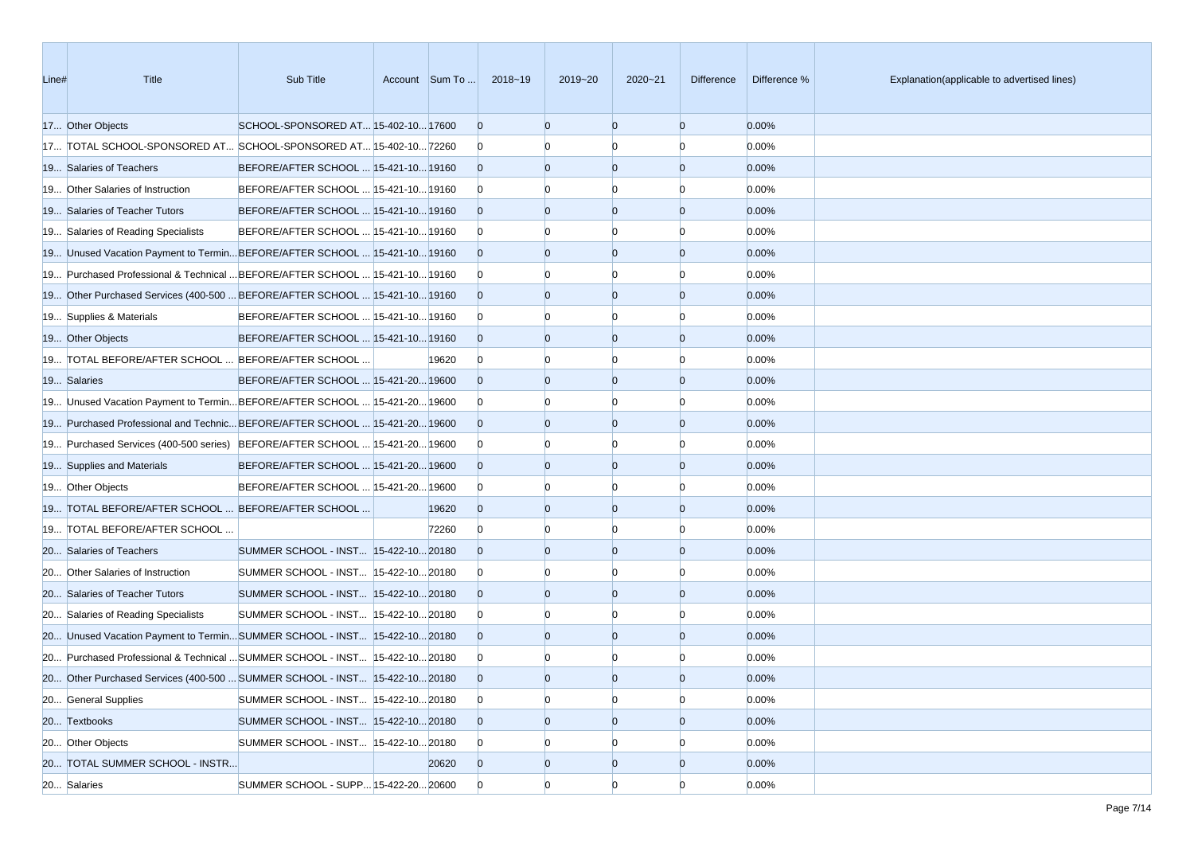| Line# | Title | Sub Title | Account | Sum To ... | 2018~19 | 2019~20 | 2020~21 | Difference | Difference % | Explanation(applicable to advertised lines) |
|---|---|---|---|---|---|---|---|---|---|---|
| 17... | Other Objects | SCHOOL-SPONSORED AT... | 15-402-10... | 17600 | 0 | 0 | 0 | 0 | 0.00% | |
| 17... | TOTAL SCHOOL-SPONSORED AT... | SCHOOL-SPONSORED AT... | 15-402-10... | 72260 | 0 | 0 | 0 | 0 | 0.00% | |
| 19... | Salaries of Teachers | BEFORE/AFTER SCHOOL ... | 15-421-10... | 19160 | 0 | 0 | 0 | 0 | 0.00% | |
| 19... | Other Salaries of Instruction | BEFORE/AFTER SCHOOL ... | 15-421-10... | 19160 | 0 | 0 | 0 | 0 | 0.00% | |
| 19... | Salaries of Teacher Tutors | BEFORE/AFTER SCHOOL ... | 15-421-10... | 19160 | 0 | 0 | 0 | 0 | 0.00% | |
| 19... | Salaries of Reading Specialists | BEFORE/AFTER SCHOOL ... | 15-421-10... | 19160 | 0 | 0 | 0 | 0 | 0.00% | |
| 19... | Unused Vacation Payment to Termin... | BEFORE/AFTER SCHOOL ... | 15-421-10... | 19160 | 0 | 0 | 0 | 0 | 0.00% | |
| 19... | Purchased Professional & Technical ... | BEFORE/AFTER SCHOOL ... | 15-421-10... | 19160 | 0 | 0 | 0 | 0 | 0.00% | |
| 19... | Other Purchased Services (400-500 ... | BEFORE/AFTER SCHOOL ... | 15-421-10... | 19160 | 0 | 0 | 0 | 0 | 0.00% | |
| 19... | Supplies & Materials | BEFORE/AFTER SCHOOL ... | 15-421-10... | 19160 | 0 | 0 | 0 | 0 | 0.00% | |
| 19... | Other Objects | BEFORE/AFTER SCHOOL ... | 15-421-10... | 19160 | 0 | 0 | 0 | 0 | 0.00% | |
| 19... | TOTAL BEFORE/AFTER SCHOOL ... | BEFORE/AFTER SCHOOL ... | | 19620 | 0 | 0 | 0 | 0 | 0.00% | |
| 19... | Salaries | BEFORE/AFTER SCHOOL ... | 15-421-20... | 19600 | 0 | 0 | 0 | 0 | 0.00% | |
| 19... | Unused Vacation Payment to Termin... | BEFORE/AFTER SCHOOL ... | 15-421-20... | 19600 | 0 | 0 | 0 | 0 | 0.00% | |
| 19... | Purchased Professional and Technic... | BEFORE/AFTER SCHOOL ... | 15-421-20... | 19600 | 0 | 0 | 0 | 0 | 0.00% | |
| 19... | Purchased Services (400-500 series) | BEFORE/AFTER SCHOOL ... | 15-421-20... | 19600 | 0 | 0 | 0 | 0 | 0.00% | |
| 19... | Supplies and Materials | BEFORE/AFTER SCHOOL ... | 15-421-20... | 19600 | 0 | 0 | 0 | 0 | 0.00% | |
| 19... | Other Objects | BEFORE/AFTER SCHOOL ... | 15-421-20... | 19600 | 0 | 0 | 0 | 0 | 0.00% | |
| 19... | TOTAL BEFORE/AFTER SCHOOL ... | BEFORE/AFTER SCHOOL ... | | 19620 | 0 | 0 | 0 | 0 | 0.00% | |
| 19... | TOTAL BEFORE/AFTER SCHOOL ... | | | 72260 | 0 | 0 | 0 | 0 | 0.00% | |
| 20... | Salaries of Teachers | SUMMER SCHOOL - INST... | 15-422-10... | 20180 | 0 | 0 | 0 | 0 | 0.00% | |
| 20... | Other Salaries of Instruction | SUMMER SCHOOL - INST... | 15-422-10... | 20180 | 0 | 0 | 0 | 0 | 0.00% | |
| 20... | Salaries of Teacher Tutors | SUMMER SCHOOL - INST... | 15-422-10... | 20180 | 0 | 0 | 0 | 0 | 0.00% | |
| 20... | Salaries of Reading Specialists | SUMMER SCHOOL - INST... | 15-422-10... | 20180 | 0 | 0 | 0 | 0 | 0.00% | |
| 20... | Unused Vacation Payment to Termin... | SUMMER SCHOOL - INST... | 15-422-10... | 20180 | 0 | 0 | 0 | 0 | 0.00% | |
| 20... | Purchased Professional & Technical ... | SUMMER SCHOOL - INST... | 15-422-10... | 20180 | 0 | 0 | 0 | 0 | 0.00% | |
| 20... | Other Purchased Services (400-500 ... | SUMMER SCHOOL - INST... | 15-422-10... | 20180 | 0 | 0 | 0 | 0 | 0.00% | |
| 20... | General Supplies | SUMMER SCHOOL - INST... | 15-422-10... | 20180 | 0 | 0 | 0 | 0 | 0.00% | |
| 20... | Textbooks | SUMMER SCHOOL - INST... | 15-422-10... | 20180 | 0 | 0 | 0 | 0 | 0.00% | |
| 20... | Other Objects | SUMMER SCHOOL - INST... | 15-422-10... | 20180 | 0 | 0 | 0 | 0 | 0.00% | |
| 20... | TOTAL SUMMER SCHOOL - INSTR... | | | 20620 | 0 | 0 | 0 | 0 | 0.00% | |
| 20... | Salaries | SUMMER SCHOOL - SUPP... | 15-422-20... | 20600 | 0 | 0 | 0 | 0 | 0.00% | |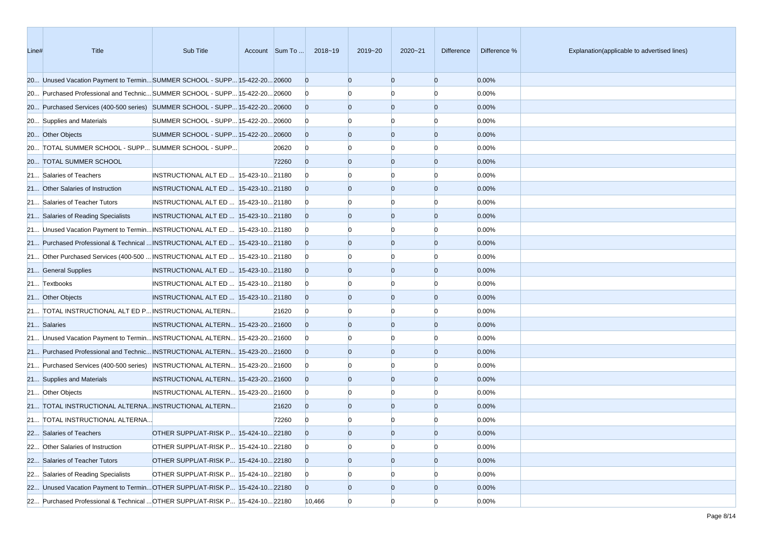| Line# | Title | Sub Title | Account | Sum To ... | 2018~19 | 2019~20 | 2020~21 | Difference | Difference % | Explanation(applicable to advertised lines) |
|---|---|---|---|---|---|---|---|---|---|---|
| 20... | Unused Vacation Payment to Termin... | SUMMER SCHOOL - SUPP... | 15-422-20... | 20600 | 0 | 0 | 0 | 0 | 0.00% | |
| 20... | Purchased Professional and Technic... | SUMMER SCHOOL - SUPP... | 15-422-20... | 20600 | 0 | 0 | 0 | 0 | 0.00% | |
| 20... | Purchased Services (400-500 series) | SUMMER SCHOOL - SUPP... | 15-422-20... | 20600 | 0 | 0 | 0 | 0 | 0.00% | |
| 20... | Supplies and Materials | SUMMER SCHOOL - SUPP... | 15-422-20... | 20600 | 0 | 0 | 0 | 0 | 0.00% | |
| 20... | Other Objects | SUMMER SCHOOL - SUPP... | 15-422-20... | 20600 | 0 | 0 | 0 | 0 | 0.00% | |
| 20... | TOTAL SUMMER SCHOOL - SUPP... | SUMMER SCHOOL - SUPP... | | 20620 | 0 | 0 | 0 | 0 | 0.00% | |
| 20... | TOTAL SUMMER SCHOOL | | | 72260 | 0 | 0 | 0 | 0 | 0.00% | |
| 21... | Salaries of Teachers | INSTRUCTIONAL ALT ED ... | 15-423-10... | 21180 | 0 | 0 | 0 | 0 | 0.00% | |
| 21... | Other Salaries of Instruction | INSTRUCTIONAL ALT ED ... | 15-423-10... | 21180 | 0 | 0 | 0 | 0 | 0.00% | |
| 21... | Salaries of Teacher Tutors | INSTRUCTIONAL ALT ED ... | 15-423-10... | 21180 | 0 | 0 | 0 | 0 | 0.00% | |
| 21... | Salaries of Reading Specialists | INSTRUCTIONAL ALT ED ... | 15-423-10... | 21180 | 0 | 0 | 0 | 0 | 0.00% | |
| 21... | Unused Vacation Payment to Termin... | INSTRUCTIONAL ALT ED ... | 15-423-10... | 21180 | 0 | 0 | 0 | 0 | 0.00% | |
| 21... | Purchased Professional & Technical ... | INSTRUCTIONAL ALT ED ... | 15-423-10... | 21180 | 0 | 0 | 0 | 0 | 0.00% | |
| 21... | Other Purchased Services (400-500 ... | INSTRUCTIONAL ALT ED ... | 15-423-10... | 21180 | 0 | 0 | 0 | 0 | 0.00% | |
| 21... | General Supplies | INSTRUCTIONAL ALT ED ... | 15-423-10... | 21180 | 0 | 0 | 0 | 0 | 0.00% | |
| 21... | Textbooks | INSTRUCTIONAL ALT ED ... | 15-423-10... | 21180 | 0 | 0 | 0 | 0 | 0.00% | |
| 21... | Other Objects | INSTRUCTIONAL ALT ED ... | 15-423-10... | 21180 | 0 | 0 | 0 | 0 | 0.00% | |
| 21... | TOTAL INSTRUCTIONAL ALT ED P... | INSTRUCTIONAL ALTERN... | | 21620 | 0 | 0 | 0 | 0 | 0.00% | |
| 21... | Salaries | INSTRUCTIONAL ALTERN... | 15-423-20... | 21600 | 0 | 0 | 0 | 0 | 0.00% | |
| 21... | Unused Vacation Payment to Termin... | INSTRUCTIONAL ALTERN... | 15-423-20... | 21600 | 0 | 0 | 0 | 0 | 0.00% | |
| 21... | Purchased Professional and Technic... | INSTRUCTIONAL ALTERN... | 15-423-20... | 21600 | 0 | 0 | 0 | 0 | 0.00% | |
| 21... | Purchased Services (400-500 series) | INSTRUCTIONAL ALTERN... | 15-423-20... | 21600 | 0 | 0 | 0 | 0 | 0.00% | |
| 21... | Supplies and Materials | INSTRUCTIONAL ALTERN... | 15-423-20... | 21600 | 0 | 0 | 0 | 0 | 0.00% | |
| 21... | Other Objects | INSTRUCTIONAL ALTERN... | 15-423-20... | 21600 | 0 | 0 | 0 | 0 | 0.00% | |
| 21... | TOTAL INSTRUCTIONAL ALTERNA... | INSTRUCTIONAL ALTERN... | | 21620 | 0 | 0 | 0 | 0 | 0.00% | |
| 21... | TOTAL INSTRUCTIONAL ALTERNA... | | | 72260 | 0 | 0 | 0 | 0 | 0.00% | |
| 22... | Salaries of Teachers | OTHER SUPPL/AT-RISK P... | 15-424-10... | 22180 | 0 | 0 | 0 | 0 | 0.00% | |
| 22... | Other Salaries of Instruction | OTHER SUPPL/AT-RISK P... | 15-424-10... | 22180 | 0 | 0 | 0 | 0 | 0.00% | |
| 22... | Salaries of Teacher Tutors | OTHER SUPPL/AT-RISK P... | 15-424-10... | 22180 | 0 | 0 | 0 | 0 | 0.00% | |
| 22... | Salaries of Reading Specialists | OTHER SUPPL/AT-RISK P... | 15-424-10... | 22180 | 0 | 0 | 0 | 0 | 0.00% | |
| 22... | Unused Vacation Payment to Termin... | OTHER SUPPL/AT-RISK P... | 15-424-10... | 22180 | 0 | 0 | 0 | 0 | 0.00% | |
| 22... | Purchased Professional & Technical ... | OTHER SUPPL/AT-RISK P... | 15-424-10... | 22180 | 10,466 | 0 | 0 | 0 | 0.00% | |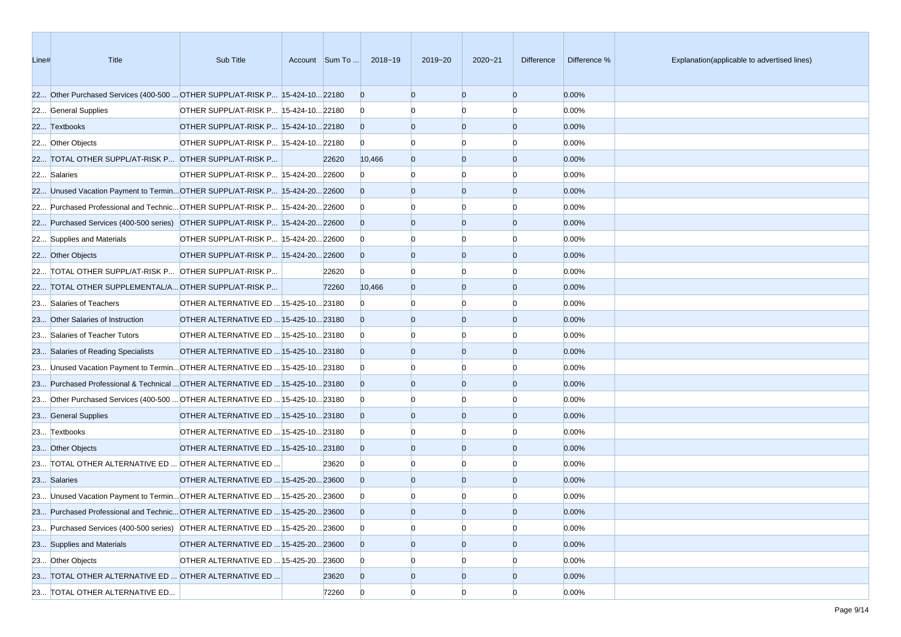| Line# | Title | Sub Title | Account | Sum To ... | 2018~19 | 2019~20 | 2020~21 | Difference | Difference % | Explanation(applicable to advertised lines) |
|---|---|---|---|---|---|---|---|---|---|---|
| 22... | Other Purchased Services (400-500 ... | OTHER SUPPL/AT-RISK P... | 15-424-10... | 22180 | 0 | 0 | 0 | 0 | 0.00% | |
| 22... | General Supplies | OTHER SUPPL/AT-RISK P... | 15-424-10... | 22180 | 0 | 0 | 0 | 0 | 0.00% | |
| 22... | Textbooks | OTHER SUPPL/AT-RISK P... | 15-424-10... | 22180 | 0 | 0 | 0 | 0 | 0.00% | |
| 22... | Other Objects | OTHER SUPPL/AT-RISK P... | 15-424-10... | 22180 | 0 | 0 | 0 | 0 | 0.00% | |
| 22... | TOTAL OTHER SUPPL/AT-RISK P... | OTHER SUPPL/AT-RISK P... | | 22620 | 10,466 | 0 | 0 | 0 | 0.00% | |
| 22... | Salaries | OTHER SUPPL/AT-RISK P... | 15-424-20... | 22600 | 0 | 0 | 0 | 0 | 0.00% | |
| 22... | Unused Vacation Payment to Termin... | OTHER SUPPL/AT-RISK P... | 15-424-20... | 22600 | 0 | 0 | 0 | 0 | 0.00% | |
| 22... | Purchased Professional and Technic... | OTHER SUPPL/AT-RISK P... | 15-424-20... | 22600 | 0 | 0 | 0 | 0 | 0.00% | |
| 22... | Purchased Services (400-500 series) | OTHER SUPPL/AT-RISK P... | 15-424-20... | 22600 | 0 | 0 | 0 | 0 | 0.00% | |
| 22... | Supplies and Materials | OTHER SUPPL/AT-RISK P... | 15-424-20... | 22600 | 0 | 0 | 0 | 0 | 0.00% | |
| 22... | Other Objects | OTHER SUPPL/AT-RISK P... | 15-424-20... | 22600 | 0 | 0 | 0 | 0 | 0.00% | |
| 22... | TOTAL OTHER SUPPL/AT-RISK P... | OTHER SUPPL/AT-RISK P... | | 22620 | 0 | 0 | 0 | 0 | 0.00% | |
| 22... | TOTAL OTHER SUPPLEMENTAL/A... | OTHER SUPPL/AT-RISK P... | | 72260 | 10,466 | 0 | 0 | 0 | 0.00% | |
| 23... | Salaries of Teachers | OTHER ALTERNATIVE ED ... | 15-425-10... | 23180 | 0 | 0 | 0 | 0 | 0.00% | |
| 23... | Other Salaries of Instruction | OTHER ALTERNATIVE ED ... | 15-425-10... | 23180 | 0 | 0 | 0 | 0 | 0.00% | |
| 23... | Salaries of Teacher Tutors | OTHER ALTERNATIVE ED ... | 15-425-10... | 23180 | 0 | 0 | 0 | 0 | 0.00% | |
| 23... | Salaries of Reading Specialists | OTHER ALTERNATIVE ED ... | 15-425-10... | 23180 | 0 | 0 | 0 | 0 | 0.00% | |
| 23... | Unused Vacation Payment to Termin... | OTHER ALTERNATIVE ED ... | 15-425-10... | 23180 | 0 | 0 | 0 | 0 | 0.00% | |
| 23... | Purchased Professional & Technical ... | OTHER ALTERNATIVE ED ... | 15-425-10... | 23180 | 0 | 0 | 0 | 0 | 0.00% | |
| 23... | Other Purchased Services (400-500 ... | OTHER ALTERNATIVE ED ... | 15-425-10... | 23180 | 0 | 0 | 0 | 0 | 0.00% | |
| 23... | General Supplies | OTHER ALTERNATIVE ED ... | 15-425-10... | 23180 | 0 | 0 | 0 | 0 | 0.00% | |
| 23... | Textbooks | OTHER ALTERNATIVE ED ... | 15-425-10... | 23180 | 0 | 0 | 0 | 0 | 0.00% | |
| 23... | Other Objects | OTHER ALTERNATIVE ED ... | 15-425-10... | 23180 | 0 | 0 | 0 | 0 | 0.00% | |
| 23... | TOTAL OTHER ALTERNATIVE ED ... | OTHER ALTERNATIVE ED ... | | 23620 | 0 | 0 | 0 | 0 | 0.00% | |
| 23... | Salaries | OTHER ALTERNATIVE ED ... | 15-425-20... | 23600 | 0 | 0 | 0 | 0 | 0.00% | |
| 23... | Unused Vacation Payment to Termin... | OTHER ALTERNATIVE ED ... | 15-425-20... | 23600 | 0 | 0 | 0 | 0 | 0.00% | |
| 23... | Purchased Professional and Technic... | OTHER ALTERNATIVE ED ... | 15-425-20... | 23600 | 0 | 0 | 0 | 0 | 0.00% | |
| 23... | Purchased Services (400-500 series) | OTHER ALTERNATIVE ED ... | 15-425-20... | 23600 | 0 | 0 | 0 | 0 | 0.00% | |
| 23... | Supplies and Materials | OTHER ALTERNATIVE ED ... | 15-425-20... | 23600 | 0 | 0 | 0 | 0 | 0.00% | |
| 23... | Other Objects | OTHER ALTERNATIVE ED ... | 15-425-20... | 23600 | 0 | 0 | 0 | 0 | 0.00% | |
| 23... | TOTAL OTHER ALTERNATIVE ED ... | OTHER ALTERNATIVE ED ... | | 23620 | 0 | 0 | 0 | 0 | 0.00% | |
| 23... | TOTAL OTHER ALTERNATIVE ED... | | | 72260 | 0 | 0 | 0 | 0 | 0.00% | |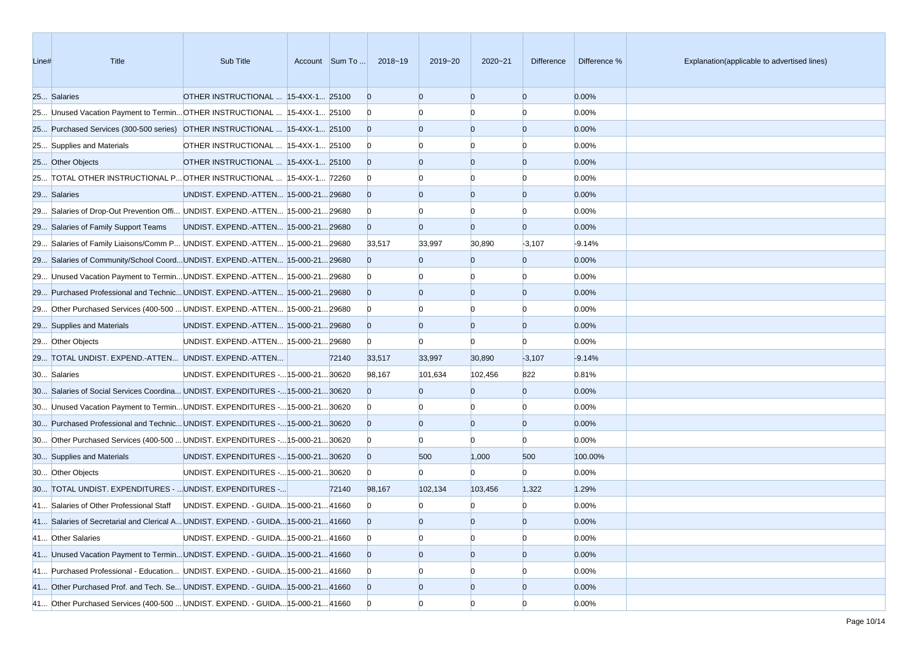| Line# | Title | Sub Title | Account | Sum To ... | 2018~19 | 2019~20 | 2020~21 | Difference | Difference % | Explanation(applicable to advertised lines) |
|---|---|---|---|---|---|---|---|---|---|---|
| 25... | Salaries | OTHER INSTRUCTIONAL ... | 15-4XX-1... | 25100 | 0 | 0 | 0 | 0 | 0.00% | |
| 25... | Unused Vacation Payment to Termin... | OTHER INSTRUCTIONAL ... | 15-4XX-1... | 25100 | 0 | 0 | 0 | 0 | 0.00% | |
| 25... | Purchased Services (300-500 series) | OTHER INSTRUCTIONAL ... | 15-4XX-1... | 25100 | 0 | 0 | 0 | 0 | 0.00% | |
| 25... | Supplies and Materials | OTHER INSTRUCTIONAL ... | 15-4XX-1... | 25100 | 0 | 0 | 0 | 0 | 0.00% | |
| 25... | Other Objects | OTHER INSTRUCTIONAL ... | 15-4XX-1... | 25100 | 0 | 0 | 0 | 0 | 0.00% | |
| 25... | TOTAL OTHER INSTRUCTIONAL P... | OTHER INSTRUCTIONAL ... | 15-4XX-1... | 72260 | 0 | 0 | 0 | 0 | 0.00% | |
| 29... | Salaries | UNDIST. EXPEND.-ATTEN... | 15-000-21... | 29680 | 0 | 0 | 0 | 0 | 0.00% | |
| 29... | Salaries of Drop-Out Prevention Offi... | UNDIST. EXPEND.-ATTEN... | 15-000-21... | 29680 | 0 | 0 | 0 | 0 | 0.00% | |
| 29... | Salaries of Family Support Teams | UNDIST. EXPEND.-ATTEN... | 15-000-21... | 29680 | 0 | 0 | 0 | 0 | 0.00% | |
| 29... | Salaries of Family Liaisons/Comm P... | UNDIST. EXPEND.-ATTEN... | 15-000-21... | 29680 | 33,517 | 33,997 | 30,890 | -3,107 | -9.14% | |
| 29... | Salaries of Community/School Coord... | UNDIST. EXPEND.-ATTEN... | 15-000-21... | 29680 | 0 | 0 | 0 | 0 | 0.00% | |
| 29... | Unused Vacation Payment to Termin... | UNDIST. EXPEND.-ATTEN... | 15-000-21... | 29680 | 0 | 0 | 0 | 0 | 0.00% | |
| 29... | Purchased Professional and Technic... | UNDIST. EXPEND.-ATTEN... | 15-000-21... | 29680 | 0 | 0 | 0 | 0 | 0.00% | |
| 29... | Other Purchased Services (400-500 ... | UNDIST. EXPEND.-ATTEN... | 15-000-21... | 29680 | 0 | 0 | 0 | 0 | 0.00% | |
| 29... | Supplies and Materials | UNDIST. EXPEND.-ATTEN... | 15-000-21... | 29680 | 0 | 0 | 0 | 0 | 0.00% | |
| 29... | Other Objects | UNDIST. EXPEND.-ATTEN... | 15-000-21... | 29680 | 0 | 0 | 0 | 0 | 0.00% | |
| 29... | TOTAL UNDIST. EXPEND.-ATTEN... | UNDIST. EXPEND.-ATTEN... | | 72140 | 33,517 | 33,997 | 30,890 | -3,107 | -9.14% | |
| 30... | Salaries | UNDIST. EXPENDITURES -... | 15-000-21... | 30620 | 98,167 | 101,634 | 102,456 | 822 | 0.81% | |
| 30... | Salaries of Social Services Coordina... | UNDIST. EXPENDITURES -... | 15-000-21... | 30620 | 0 | 0 | 0 | 0 | 0.00% | |
| 30... | Unused Vacation Payment to Termin... | UNDIST. EXPENDITURES -... | 15-000-21... | 30620 | 0 | 0 | 0 | 0 | 0.00% | |
| 30... | Purchased Professional and Technic... | UNDIST. EXPENDITURES -... | 15-000-21... | 30620 | 0 | 0 | 0 | 0 | 0.00% | |
| 30... | Other Purchased Services (400-500 ... | UNDIST. EXPENDITURES -... | 15-000-21... | 30620 | 0 | 0 | 0 | 0 | 0.00% | |
| 30... | Supplies and Materials | UNDIST. EXPENDITURES -... | 15-000-21... | 30620 | 0 | 500 | 1,000 | 500 | 100.00% | |
| 30... | Other Objects | UNDIST. EXPENDITURES -... | 15-000-21... | 30620 | 0 | 0 | 0 | 0 | 0.00% | |
| 30... | TOTAL UNDIST. EXPENDITURES - ... | UNDIST. EXPENDITURES -... | | 72140 | 98,167 | 102,134 | 103,456 | 1,322 | 1.29% | |
| 41... | Salaries of Other Professional Staff | UNDIST. EXPEND. - GUIDA... | 15-000-21... | 41660 | 0 | 0 | 0 | 0 | 0.00% | |
| 41... | Salaries of Secretarial and Clerical A... | UNDIST. EXPEND. - GUIDA... | 15-000-21... | 41660 | 0 | 0 | 0 | 0 | 0.00% | |
| 41... | Other Salaries | UNDIST. EXPEND. - GUIDA... | 15-000-21... | 41660 | 0 | 0 | 0 | 0 | 0.00% | |
| 41... | Unused Vacation Payment to Termin... | UNDIST. EXPEND. - GUIDA... | 15-000-21... | 41660 | 0 | 0 | 0 | 0 | 0.00% | |
| 41... | Purchased Professional - Education... | UNDIST. EXPEND. - GUIDA... | 15-000-21... | 41660 | 0 | 0 | 0 | 0 | 0.00% | |
| 41... | Other Purchased Prof. and Tech. Se... | UNDIST. EXPEND. - GUIDA... | 15-000-21... | 41660 | 0 | 0 | 0 | 0 | 0.00% | |
| 41... | Other Purchased Services (400-500 ... | UNDIST. EXPEND. - GUIDA... | 15-000-21... | 41660 | 0 | 0 | 0 | 0 | 0.00% | |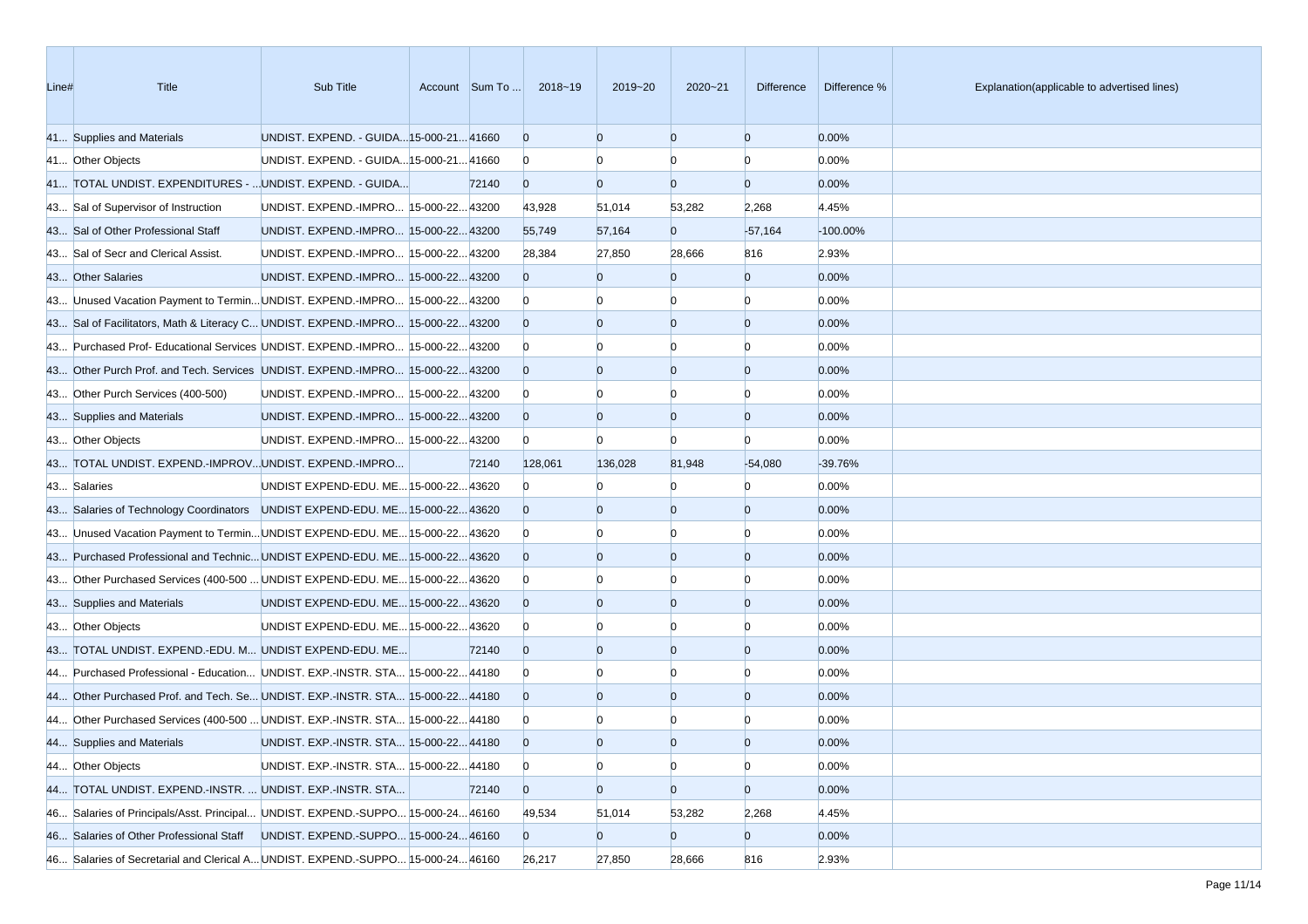| Line# | Title | Sub Title | Account | Sum To ... | 2018~19 | 2019~20 | 2020~21 | Difference | Difference % | Explanation(applicable to advertised lines) |
|---|---|---|---|---|---|---|---|---|---|---|
| 41... | Supplies and Materials | UNDIST. EXPEND. - GUIDA... | 15-000-21... | 41660 | 0 | 0 | 0 | 0 | 0.00% | |
| 41... | Other Objects | UNDIST. EXPEND. - GUIDA... | 15-000-21... | 41660 | 0 | 0 | 0 | 0 | 0.00% | |
| 41... | TOTAL UNDIST. EXPENDITURES - ... | UNDIST. EXPEND. - GUIDA... | | 72140 | 0 | 0 | 0 | 0 | 0.00% | |
| 43... | Sal of Supervisor of Instruction | UNDIST. EXPEND.-IMPRO... | 15-000-22... | 43200 | 43,928 | 51,014 | 53,282 | 2,268 | 4.45% | |
| 43... | Sal of Other Professional Staff | UNDIST. EXPEND.-IMPRO... | 15-000-22... | 43200 | 55,749 | 57,164 | 0 | -57,164 | -100.00% | |
| 43... | Sal of Secr and Clerical Assist. | UNDIST. EXPEND.-IMPRO... | 15-000-22... | 43200 | 28,384 | 27,850 | 28,666 | 816 | 2.93% | |
| 43... | Other Salaries | UNDIST. EXPEND.-IMPRO... | 15-000-22... | 43200 | 0 | 0 | 0 | 0 | 0.00% | |
| 43... | Unused Vacation Payment to Termin... | UNDIST. EXPEND.-IMPRO... | 15-000-22... | 43200 | 0 | 0 | 0 | 0 | 0.00% | |
| 43... | Sal of Facilitators, Math & Literacy C... | UNDIST. EXPEND.-IMPRO... | 15-000-22... | 43200 | 0 | 0 | 0 | 0 | 0.00% | |
| 43... | Purchased Prof- Educational Services | UNDIST. EXPEND.-IMPRO... | 15-000-22... | 43200 | 0 | 0 | 0 | 0 | 0.00% | |
| 43... | Other Purch Prof. and Tech. Services | UNDIST. EXPEND.-IMPRO... | 15-000-22... | 43200 | 0 | 0 | 0 | 0 | 0.00% | |
| 43... | Other Purch Services (400-500) | UNDIST. EXPEND.-IMPRO... | 15-000-22... | 43200 | 0 | 0 | 0 | 0 | 0.00% | |
| 43... | Supplies and Materials | UNDIST. EXPEND.-IMPRO... | 15-000-22... | 43200 | 0 | 0 | 0 | 0 | 0.00% | |
| 43... | Other Objects | UNDIST. EXPEND.-IMPRO... | 15-000-22... | 43200 | 0 | 0 | 0 | 0 | 0.00% | |
| 43... | TOTAL UNDIST. EXPEND.-IMPROV... | UNDIST. EXPEND.-IMPRO... | | 72140 | 128,061 | 136,028 | 81,948 | -54,080 | -39.76% | |
| 43... | Salaries | UNDIST EXPEND-EDU. ME... | 15-000-22... | 43620 | 0 | 0 | 0 | 0 | 0.00% | |
| 43... | Salaries of Technology Coordinators | UNDIST EXPEND-EDU. ME... | 15-000-22... | 43620 | 0 | 0 | 0 | 0 | 0.00% | |
| 43... | Unused Vacation Payment to Termin... | UNDIST EXPEND-EDU. ME... | 15-000-22... | 43620 | 0 | 0 | 0 | 0 | 0.00% | |
| 43... | Purchased Professional and Technic... | UNDIST EXPEND-EDU. ME... | 15-000-22... | 43620 | 0 | 0 | 0 | 0 | 0.00% | |
| 43... | Other Purchased Services (400-500 ... | UNDIST EXPEND-EDU. ME... | 15-000-22... | 43620 | 0 | 0 | 0 | 0 | 0.00% | |
| 43... | Supplies and Materials | UNDIST EXPEND-EDU. ME... | 15-000-22... | 43620 | 0 | 0 | 0 | 0 | 0.00% | |
| 43... | Other Objects | UNDIST EXPEND-EDU. ME... | 15-000-22... | 43620 | 0 | 0 | 0 | 0 | 0.00% | |
| 43... | TOTAL UNDIST. EXPEND.-EDU. M... | UNDIST EXPEND-EDU. ME... | | 72140 | 0 | 0 | 0 | 0 | 0.00% | |
| 44... | Purchased Professional - Education... | UNDIST. EXP.-INSTR. STA... | 15-000-22... | 44180 | 0 | 0 | 0 | 0 | 0.00% | |
| 44... | Other Purchased Prof. and Tech. Se... | UNDIST. EXP.-INSTR. STA... | 15-000-22... | 44180 | 0 | 0 | 0 | 0 | 0.00% | |
| 44... | Other Purchased Services (400-500 ... | UNDIST. EXP.-INSTR. STA... | 15-000-22... | 44180 | 0 | 0 | 0 | 0 | 0.00% | |
| 44... | Supplies and Materials | UNDIST. EXP.-INSTR. STA... | 15-000-22... | 44180 | 0 | 0 | 0 | 0 | 0.00% | |
| 44... | Other Objects | UNDIST. EXP.-INSTR. STA... | 15-000-22... | 44180 | 0 | 0 | 0 | 0 | 0.00% | |
| 44... | TOTAL UNDIST. EXPEND.-INSTR. ... | UNDIST. EXP.-INSTR. STA... | | 72140 | 0 | 0 | 0 | 0 | 0.00% | |
| 46... | Salaries of Principals/Asst. Principal... | UNDIST. EXPEND.-SUPPO... | 15-000-24... | 46160 | 49,534 | 51,014 | 53,282 | 2,268 | 4.45% | |
| 46... | Salaries of Other Professional Staff | UNDIST. EXPEND.-SUPPO... | 15-000-24... | 46160 | 0 | 0 | 0 | 0 | 0.00% | |
| 46... | Salaries of Secretarial and Clerical A... | UNDIST. EXPEND.-SUPPO... | 15-000-24... | 46160 | 26,217 | 27,850 | 28,666 | 816 | 2.93% | |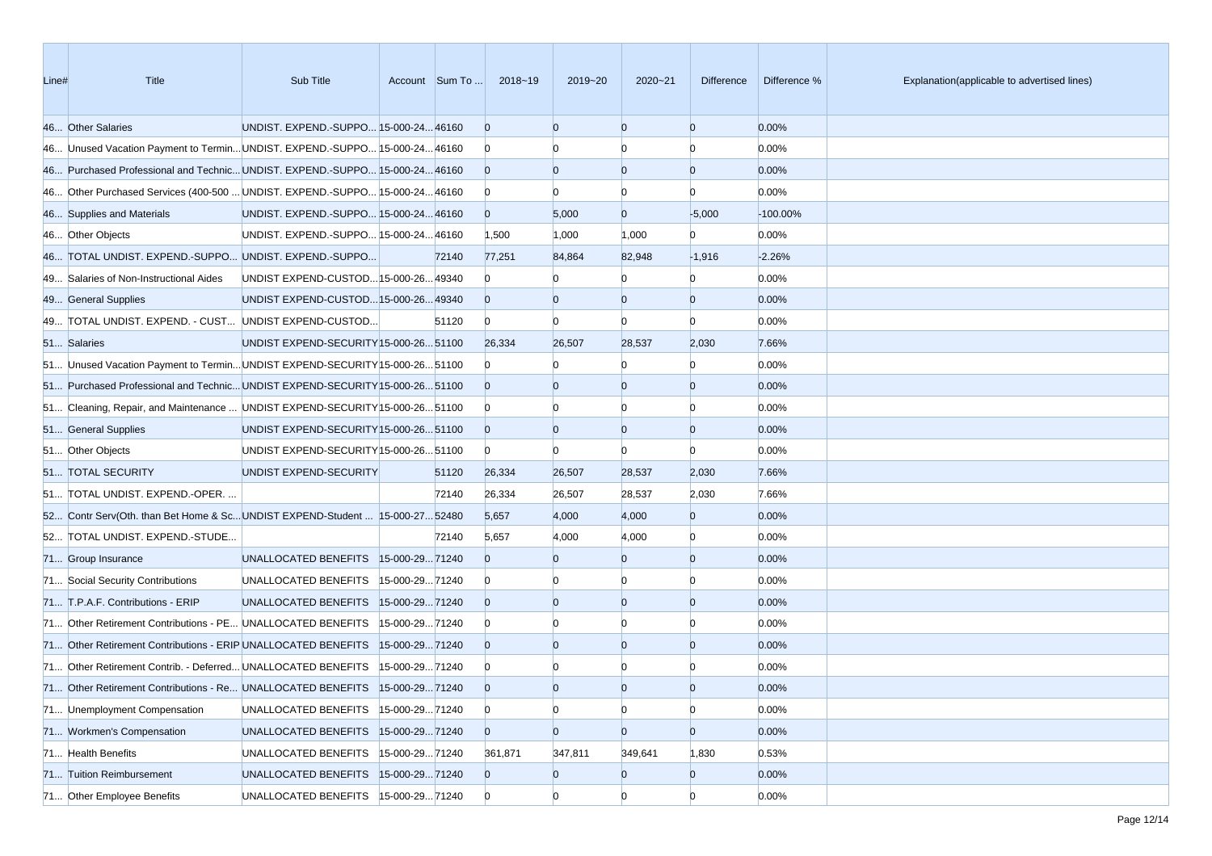| Line# | Title | Sub Title | Account | Sum To ... | 2018~19 | 2019~20 | 2020~21 | Difference | Difference % | Explanation(applicable to advertised lines) |
|---|---|---|---|---|---|---|---|---|---|---|
| 46... | Other Salaries | UNDIST. EXPEND.-SUPPO... | 15-000-24... | 46160 | 0 | 0 | 0 | 0 | 0.00% | |
| 46... | Unused Vacation Payment to Termin... | UNDIST. EXPEND.-SUPPO... | 15-000-24... | 46160 | 0 | 0 | 0 | 0 | 0.00% | |
| 46... | Purchased Professional and Technic... | UNDIST. EXPEND.-SUPPO... | 15-000-24... | 46160 | 0 | 0 | 0 | 0 | 0.00% | |
| 46... | Other Purchased Services (400-500 ... | UNDIST. EXPEND.-SUPPO... | 15-000-24... | 46160 | 0 | 0 | 0 | 0 | 0.00% | |
| 46... | Supplies and Materials | UNDIST. EXPEND.-SUPPO... | 15-000-24... | 46160 | 0 | 5,000 | 0 | -5,000 | -100.00% | |
| 46... | Other Objects | UNDIST. EXPEND.-SUPPO... | 15-000-24... | 46160 | 1,500 | 1,000 | 1,000 | 0 | 0.00% | |
| 46... | TOTAL UNDIST. EXPEND.-SUPPO... | UNDIST. EXPEND.-SUPPO... | | 72140 | 77,251 | 84,864 | 82,948 | -1,916 | -2.26% | |
| 49... | Salaries of Non-Instructional Aides | UNDIST EXPEND-CUSTOD... | 15-000-26... | 49340 | 0 | 0 | 0 | 0 | 0.00% | |
| 49... | General Supplies | UNDIST EXPEND-CUSTOD... | 15-000-26... | 49340 | 0 | 0 | 0 | 0 | 0.00% | |
| 49... | TOTAL UNDIST. EXPEND. - CUST... | UNDIST EXPEND-CUSTOD... | | 51120 | 0 | 0 | 0 | 0 | 0.00% | |
| 51... | Salaries | UNDIST EXPEND-SECURITY | 15-000-26... | 51100 | 26,334 | 26,507 | 28,537 | 2,030 | 7.66% | |
| 51... | Unused Vacation Payment to Termin... | UNDIST EXPEND-SECURITY | 15-000-26... | 51100 | 0 | 0 | 0 | 0 | 0.00% | |
| 51... | Purchased Professional and Technic... | UNDIST EXPEND-SECURITY | 15-000-26... | 51100 | 0 | 0 | 0 | 0 | 0.00% | |
| 51... | Cleaning, Repair, and Maintenance ... | UNDIST EXPEND-SECURITY | 15-000-26... | 51100 | 0 | 0 | 0 | 0 | 0.00% | |
| 51... | General Supplies | UNDIST EXPEND-SECURITY | 15-000-26... | 51100 | 0 | 0 | 0 | 0 | 0.00% | |
| 51... | Other Objects | UNDIST EXPEND-SECURITY | 15-000-26... | 51100 | 0 | 0 | 0 | 0 | 0.00% | |
| 51... | TOTAL SECURITY | UNDIST EXPEND-SECURITY | | 51120 | 26,334 | 26,507 | 28,537 | 2,030 | 7.66% | |
| 51... | TOTAL UNDIST. EXPEND.-OPER. ... | | | 72140 | 26,334 | 26,507 | 28,537 | 2,030 | 7.66% | |
| 52... | Contr Serv(Oth. than Bet Home & Sc... | UNDIST EXPEND-Student ... | 15-000-27... | 52480 | 5,657 | 4,000 | 4,000 | 0 | 0.00% | |
| 52... | TOTAL UNDIST. EXPEND.-STUDE... | | | 72140 | 5,657 | 4,000 | 4,000 | 0 | 0.00% | |
| 71... | Group Insurance | UNALLOCATED BENEFITS | 15-000-29... | 71240 | 0 | 0 | 0 | 0 | 0.00% | |
| 71... | Social Security Contributions | UNALLOCATED BENEFITS | 15-000-29... | 71240 | 0 | 0 | 0 | 0 | 0.00% | |
| 71... | T.P.A.F. Contributions - ERIP | UNALLOCATED BENEFITS | 15-000-29... | 71240 | 0 | 0 | 0 | 0 | 0.00% | |
| 71... | Other Retirement Contributions - PE... | UNALLOCATED BENEFITS | 15-000-29... | 71240 | 0 | 0 | 0 | 0 | 0.00% | |
| 71... | Other Retirement Contributions - ERIP | UNALLOCATED BENEFITS | 15-000-29... | 71240 | 0 | 0 | 0 | 0 | 0.00% | |
| 71... | Other Retirement Contrib. - Deferred... | UNALLOCATED BENEFITS | 15-000-29... | 71240 | 0 | 0 | 0 | 0 | 0.00% | |
| 71... | Other Retirement Contributions - Re... | UNALLOCATED BENEFITS | 15-000-29... | 71240 | 0 | 0 | 0 | 0 | 0.00% | |
| 71... | Unemployment Compensation | UNALLOCATED BENEFITS | 15-000-29... | 71240 | 0 | 0 | 0 | 0 | 0.00% | |
| 71... | Workmen's Compensation | UNALLOCATED BENEFITS | 15-000-29... | 71240 | 0 | 0 | 0 | 0 | 0.00% | |
| 71... | Health Benefits | UNALLOCATED BENEFITS | 15-000-29... | 71240 | 361,871 | 347,811 | 349,641 | 1,830 | 0.53% | |
| 71... | Tuition Reimbursement | UNALLOCATED BENEFITS | 15-000-29... | 71240 | 0 | 0 | 0 | 0 | 0.00% | |
| 71... | Other Employee Benefits | UNALLOCATED BENEFITS | 15-000-29... | 71240 | 0 | 0 | 0 | 0 | 0.00% | |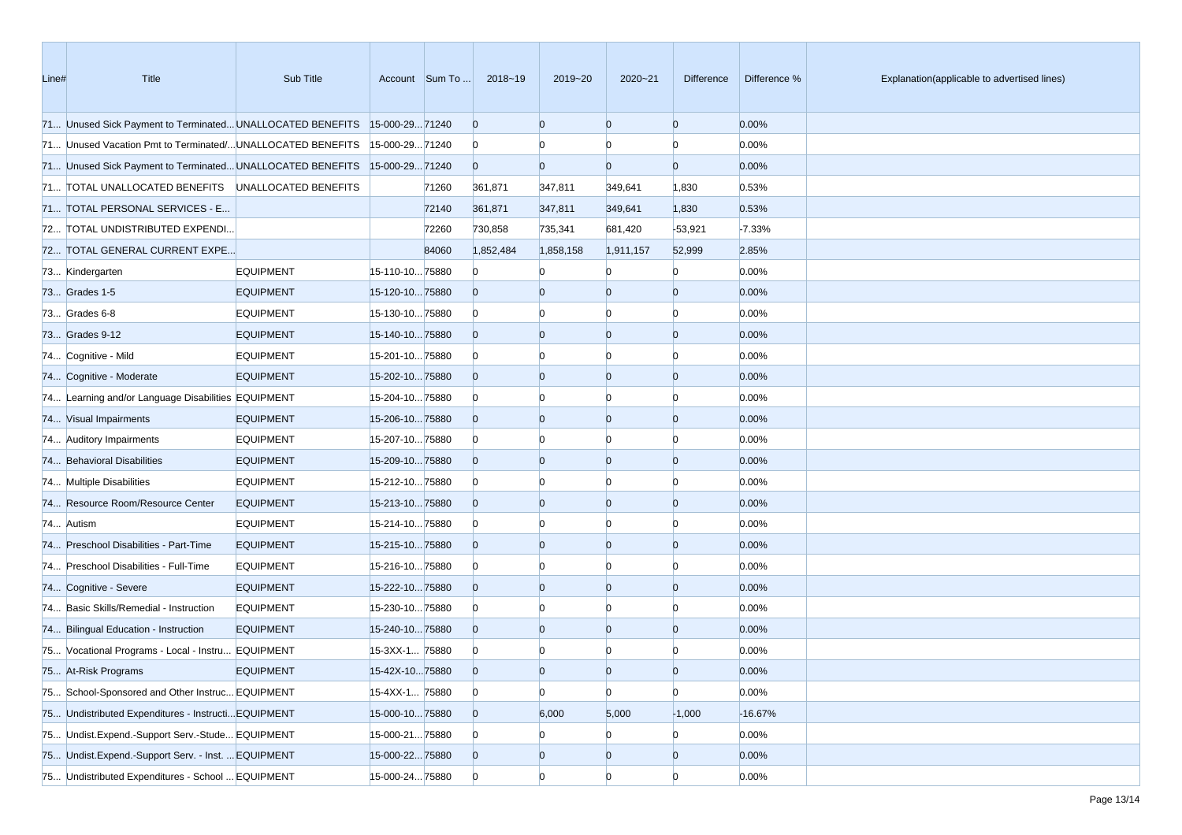| Line# | Title | Sub Title | Account | Sum To ... | 2018~19 | 2019~20 | 2020~21 | Difference | Difference % | Explanation(applicable to advertised lines) |
|---|---|---|---|---|---|---|---|---|---|---|
| 71... | Unused Sick Payment to Terminated... | UNALLOCATED BENEFITS | 15-000-29... | 71240 | 0 | 0 | 0 | 0 | 0.00% | |
| 71... | Unused Vacation Pmt to Terminated/... | UNALLOCATED BENEFITS | 15-000-29... | 71240 | 0 | 0 | 0 | 0 | 0.00% | |
| 71... | Unused Sick Payment to Terminated... | UNALLOCATED BENEFITS | 15-000-29... | 71240 | 0 | 0 | 0 | 0 | 0.00% | |
| 71... | TOTAL UNALLOCATED BENEFITS | UNALLOCATED BENEFITS | | 71260 | 361,871 | 347,811 | 349,641 | 1,830 | 0.53% | |
| 71... | TOTAL PERSONAL SERVICES - E... | | | 72140 | 361,871 | 347,811 | 349,641 | 1,830 | 0.53% | |
| 72... | TOTAL UNDISTRIBUTED EXPENDI... | | | 72260 | 730,858 | 735,341 | 681,420 | -53,921 | -7.33% | |
| 72... | TOTAL GENERAL CURRENT EXPE... | | | 84060 | 1,852,484 | 1,858,158 | 1,911,157 | 52,999 | 2.85% | |
| 73... | Kindergarten | EQUIPMENT | 15-110-10... | 75880 | 0 | 0 | 0 | 0 | 0.00% | |
| 73... | Grades 1-5 | EQUIPMENT | 15-120-10... | 75880 | 0 | 0 | 0 | 0 | 0.00% | |
| 73... | Grades 6-8 | EQUIPMENT | 15-130-10... | 75880 | 0 | 0 | 0 | 0 | 0.00% | |
| 73... | Grades 9-12 | EQUIPMENT | 15-140-10... | 75880 | 0 | 0 | 0 | 0 | 0.00% | |
| 74... | Cognitive - Mild | EQUIPMENT | 15-201-10... | 75880 | 0 | 0 | 0 | 0 | 0.00% | |
| 74... | Cognitive - Moderate | EQUIPMENT | 15-202-10... | 75880 | 0 | 0 | 0 | 0 | 0.00% | |
| 74... | Learning and/or Language Disabilities | EQUIPMENT | 15-204-10... | 75880 | 0 | 0 | 0 | 0 | 0.00% | |
| 74... | Visual Impairments | EQUIPMENT | 15-206-10... | 75880 | 0 | 0 | 0 | 0 | 0.00% | |
| 74... | Auditory Impairments | EQUIPMENT | 15-207-10... | 75880 | 0 | 0 | 0 | 0 | 0.00% | |
| 74... | Behavioral Disabilities | EQUIPMENT | 15-209-10... | 75880 | 0 | 0 | 0 | 0 | 0.00% | |
| 74... | Multiple Disabilities | EQUIPMENT | 15-212-10... | 75880 | 0 | 0 | 0 | 0 | 0.00% | |
| 74... | Resource Room/Resource Center | EQUIPMENT | 15-213-10... | 75880 | 0 | 0 | 0 | 0 | 0.00% | |
| 74... | Autism | EQUIPMENT | 15-214-10... | 75880 | 0 | 0 | 0 | 0 | 0.00% | |
| 74... | Preschool Disabilities - Part-Time | EQUIPMENT | 15-215-10... | 75880 | 0 | 0 | 0 | 0 | 0.00% | |
| 74... | Preschool Disabilities - Full-Time | EQUIPMENT | 15-216-10... | 75880 | 0 | 0 | 0 | 0 | 0.00% | |
| 74... | Cognitive - Severe | EQUIPMENT | 15-222-10... | 75880 | 0 | 0 | 0 | 0 | 0.00% | |
| 74... | Basic Skills/Remedial - Instruction | EQUIPMENT | 15-230-10... | 75880 | 0 | 0 | 0 | 0 | 0.00% | |
| 74... | Bilingual Education - Instruction | EQUIPMENT | 15-240-10... | 75880 | 0 | 0 | 0 | 0 | 0.00% | |
| 75... | Vocational Programs - Local - Instru... | EQUIPMENT | 15-3XX-1... | 75880 | 0 | 0 | 0 | 0 | 0.00% | |
| 75... | At-Risk Programs | EQUIPMENT | 15-42X-10... | 75880 | 0 | 0 | 0 | 0 | 0.00% | |
| 75... | School-Sponsored and Other Instruc... | EQUIPMENT | 15-4XX-1... | 75880 | 0 | 0 | 0 | 0 | 0.00% | |
| 75... | Undistributed Expenditures - Instructi... | EQUIPMENT | 15-000-10... | 75880 | 0 | 6,000 | 5,000 | -1,000 | -16.67% | |
| 75... | Undist.Expend.-Support Serv.-Stude... | EQUIPMENT | 15-000-21... | 75880 | 0 | 0 | 0 | 0 | 0.00% | |
| 75... | Undist.Expend.-Support Serv. - Inst. ... | EQUIPMENT | 15-000-22... | 75880 | 0 | 0 | 0 | 0 | 0.00% | |
| 75... | Undistributed Expenditures - School ... | EQUIPMENT | 15-000-24... | 75880 | 0 | 0 | 0 | 0 | 0.00% | |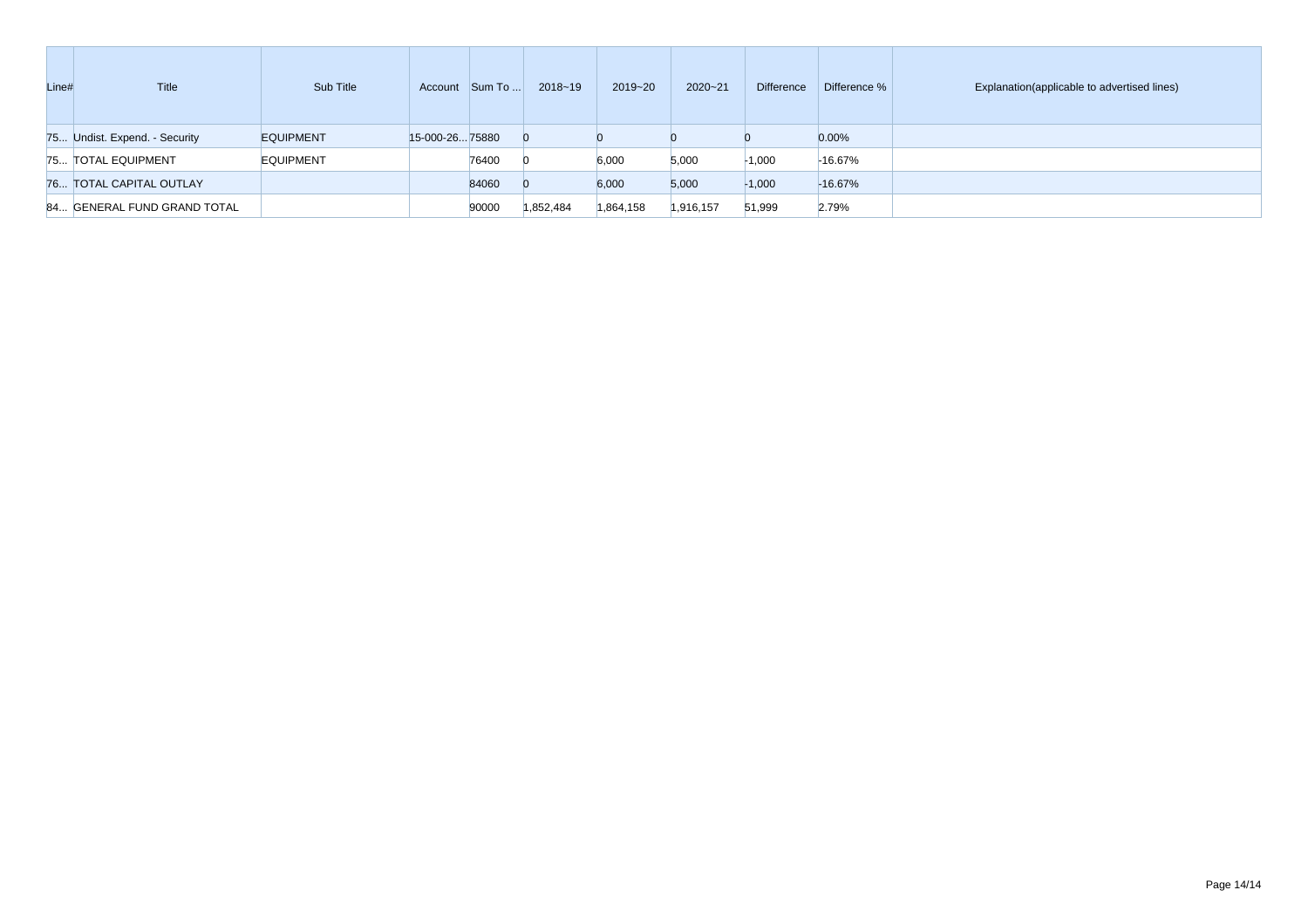| Line# | Title | Sub Title | Account | Sum To ... | 2018~19 | 2019~20 | 2020~21 | Difference | Difference % | Explanation(applicable to advertised lines) |
|---|---|---|---|---|---|---|---|---|---|---|
| 75... | Undist. Expend. - Security | EQUIPMENT | 15-000-26... | 75880 | 0 | 0 | 0 | 0 | 0.00% | |
| 75... | TOTAL EQUIPMENT | EQUIPMENT | | 76400 | 0 | 6,000 | 5,000 | -1,000 | -16.67% | |
| 76... | TOTAL CAPITAL OUTLAY | | | 84060 | 0 | 6,000 | 5,000 | -1,000 | -16.67% | |
| 84... | GENERAL FUND GRAND TOTAL | | | 90000 | 1,852,484 | 1,864,158 | 1,916,157 | 51,999 | 2.79% | |